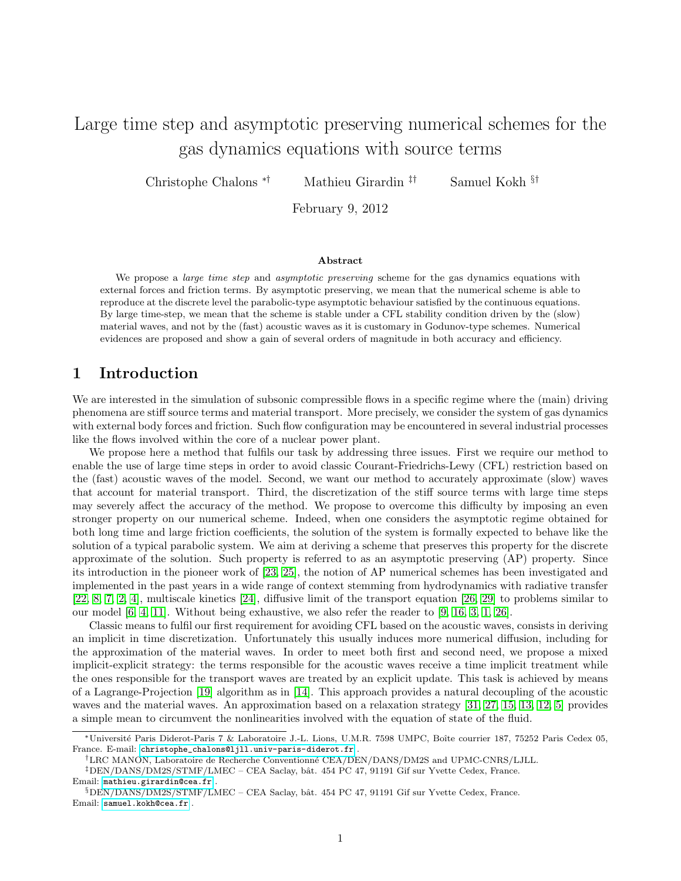# Large time step and asymptotic preserving numerical schemes for the gas dynamics equations with source terms

Christophe Chalons [*†]  Mathieu Girardin [‡†]  Samuel Kokh [§†]

February 9, 2012

### Abstract

We propose a *large time step* and *asymptotic preserving* scheme for the gas dynamics equations with external forces and friction terms. By asymptotic preserving, we mean that the numerical scheme is able to reproduce at the discrete level the parabolic-type asymptotic behaviour satisfied by the continuous equations. By large time-step, we mean that the scheme is stable under a CFL stability condition driven by the (slow) material waves, and not by the (fast) acoustic waves as it is customary in Godunov-type schemes. Numerical evidences are proposed and show a gain of several orders of magnitude in both accuracy and efficiency.

## 1 Introduction

We are interested in the simulation of subsonic compressible flows in a specific regime where the (main) driving phenomena are stiff source terms and material transport. More precisely, we consider the system of gas dynamics with external body forces and friction. Such flow configuration may be encountered in several industrial processes like the flows involved within the core of a nuclear power plant.

We propose here a method that fulfils our task by addressing three issues. First we require our method to enable the use of large time steps in order to avoid classic Courant-Friedrichs-Lewy (CFL) restriction based on the (fast) acoustic waves of the model. Second, we want our method to accurately approximate (slow) waves that account for material transport. Third, the discretization of the stiff source terms with large time steps may severely affect the accuracy of the method. We propose to overcome this difficulty by imposing an even stronger property on our numerical scheme. Indeed, when one considers the asymptotic regime obtained for both long time and large friction coefficients, the solution of the system is formally expected to behave like the solution of a typical parabolic system. We aim at deriving a scheme that preserves this property for the discrete approximate of the solution. Such property is referred to as an asymptotic preserving (AP) property. Since its introduction in the pioneer work of [23, 25], the notion of AP numerical schemes has been investigated and implemented in the past years in a wide range of context stemming from hydrodynamics with radiative transfer [22, 8, 7, 2, 4], multiscale kinetics [24], diffusive limit of the transport equation [26, 29] to problems similar to our model [6, 4, 11]. Without being exhaustive, we also refer the reader to [9, 16, 3, 1, 26].

Classic means to fulfil our first requirement for avoiding CFL based on the acoustic waves, consists in deriving an implicit in time discretization. Unfortunately this usually induces more numerical diffusion, including for the approximation of the material waves. In order to meet both first and second need, we propose a mixed implicit-explicit strategy: the terms responsible for the acoustic waves receive a time implicit treatment while the ones responsible for the transport waves are treated by an explicit update. This task is achieved by means of a Lagrange-Projection [19] algorithm as in [14]. This approach provides a natural decoupling of the acoustic waves and the material waves. An approximation based on a relaxation strategy [31, 27, 15, 13, 12, 5] provides a simple mean to circumvent the nonlinearities involved with the equation of state of the fluid.

[*] Université Paris Diderot-Paris 7 & Laboratoire J.-L. Lions, U.M.R. 7598 UMPC, Boîte courrier 187, 75252 Paris Cedex 05, France. E-mail: christophe_chalons@ljll.univ-paris-diderot.fr .

[†] LRC MANON, Laboratoire de Recherche Conventionné CEA/DEN/DANS/DM2S and UPMC-CNRS/LJLL.

[‡] DEN/DANS/DM2S/STMF/LMEC – CEA Saclay, bât. 454 PC 47, 91191 Gif sur Yvette Cedex, France. Email: mathieu.girardin@cea.fr .

[§] DEN/DANS/DM2S/STMF/LMEC – CEA Saclay, bât. 454 PC 47, 91191 Gif sur Yvette Cedex, France. Email: samuel.kokh@cea.fr .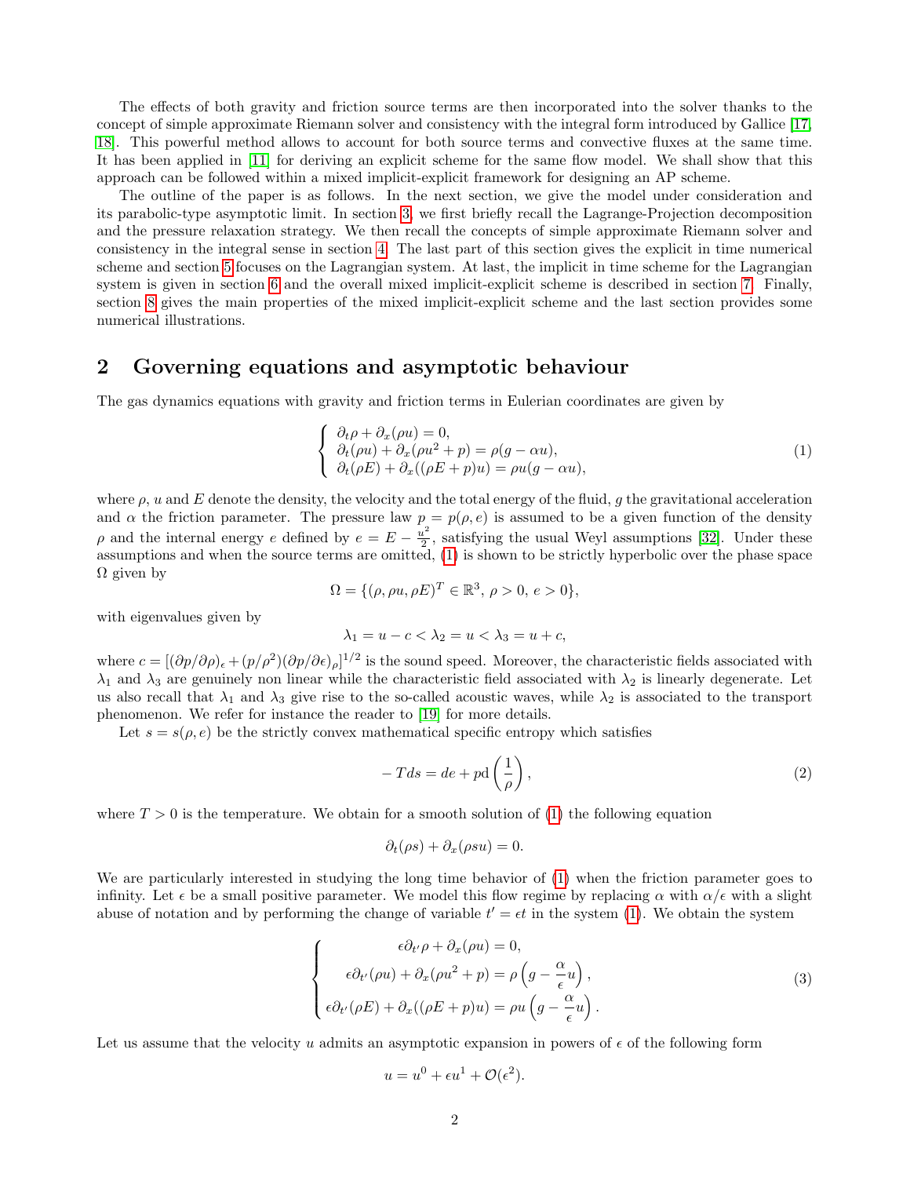The effects of both gravity and friction source terms are then incorporated into the solver thanks to the concept of simple approximate Riemann solver and consistency with the integral form introduced by Gallice [17, 18]. This powerful method allows to account for both source terms and convective fluxes at the same time. It has been applied in [11] for deriving an explicit scheme for the same flow model. We shall show that this approach can be followed within a mixed implicit-explicit framework for designing an AP scheme.

The outline of the paper is as follows. In the next section, we give the model under consideration and its parabolic-type asymptotic limit. In section 3, we first briefly recall the Lagrange-Projection decomposition and the pressure relaxation strategy. We then recall the concepts of simple approximate Riemann solver and consistency in the integral sense in section 4. The last part of this section gives the explicit in time numerical scheme and section 5 focuses on the Lagrangian system. At last, the implicit in time scheme for the Lagrangian system is given in section 6 and the overall mixed implicit-explicit scheme is described in section 7. Finally, section 8 gives the main properties of the mixed implicit-explicit scheme and the last section provides some numerical illustrations.

## 2 Governing equations and asymptotic behaviour

The gas dynamics equations with gravity and friction terms in Eulerian coordinates are given by

$$
\left\{
\begin{array}{l}
\partial_t \rho + \partial_x(\rho u) = 0, \\
\partial_t(\rho u) + \partial_x(\rho u^2 + p) = \rho(g - \alpha u), \\
\partial_t(\rho E) + \partial_x((\rho E + p)u) = \rho u(g - \alpha u),
\end{array}
\right.
\tag{1}
$$

where $\rho$, $u$ and $E$ denote the density, the velocity and the total energy of the fluid, $g$ the gravitational acceleration and $\alpha$ the friction parameter. The pressure law $p = p(\rho, e)$ is assumed to be a given function of the density $\rho$ and the internal energy $e$ defined by $e = E - \frac{u^2}{2}$, satisfying the usual Weyl assumptions [32]. Under these assumptions and when the source terms are omitted, (1) is shown to be strictly hyperbolic over the phase space $\Omega$ given by

$$
\Omega = \{(\rho, \rho u, \rho E)^T \in \mathbb{R}^3,\ \rho > 0,\ e > 0\},
$$

with eigenvalues given by

$$
\lambda_1 = u - c < \lambda_2 = u < \lambda_3 = u + c,
$$

where $c = [(\partial p/\partial \rho)_\epsilon + (p/\rho^2)(\partial p/\partial \epsilon)_\rho]^{1/2}$ is the sound speed. Moreover, the characteristic fields associated with $\lambda_1$ and $\lambda_3$ are genuinely non linear while the characteristic field associated with $\lambda_2$ is linearly degenerate. Let us also recall that $\lambda_1$ and $\lambda_3$ give rise to the so-called acoustic waves, while $\lambda_2$ is associated to the transport phenomenon. We refer for instance the reader to [19] for more details.

Let $s = s(\rho, e)$ be the strictly convex mathematical specific entropy which satisfies

$$
-T ds = de + p\mathrm{d}\left(\frac{1}{\rho}\right),
\tag{2}
$$

where $T > 0$ is the temperature. We obtain for a smooth solution of (1) the following equation

$$
\partial_t(\rho s) + \partial_x(\rho s u) = 0.
$$

We are particularly interested in studying the long time behavior of (1) when the friction parameter goes to infinity. Let $\epsilon$ be a small positive parameter. We model this flow regime by replacing $\alpha$ with $\alpha/\epsilon$ with a slight abuse of notation and by performing the change of variable $t' = \epsilon t$ in the system (1). We obtain the system

$$
\left\{
\begin{array}{c}
\epsilon \partial_{t'} \rho + \partial_x(\rho u) = 0, \\
\epsilon \partial_{t'}(\rho u) + \partial_x(\rho u^2 + p) = \rho\left(g - \dfrac{\alpha}{\epsilon} u\right), \\
\epsilon \partial_{t'}(\rho E) + \partial_x((\rho E + p)u) = \rho u\left(g - \dfrac{\alpha}{\epsilon} u\right).
\end{array}
\right.
\tag{3}
$$

Let us assume that the velocity $u$ admits an asymptotic expansion in powers of $\epsilon$ of the following form

$$
u = u^0 + \epsilon u^1 + \mathcal{O}(\epsilon^2).
$$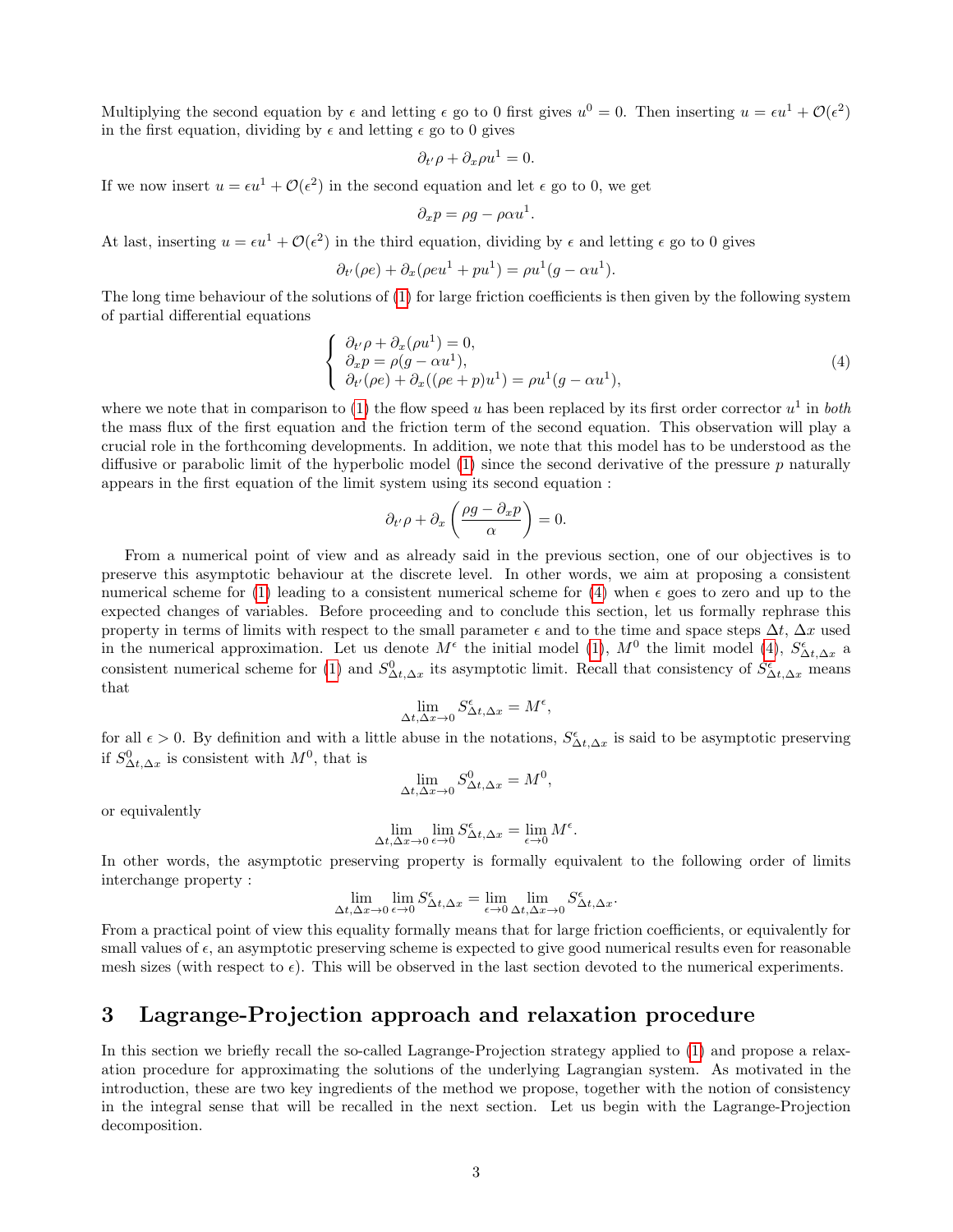Multiplying the second equation by $\epsilon$ and letting $\epsilon$ go to 0 first gives $u^0 = 0$. Then inserting $u = \epsilon u^1 + \mathcal{O}(\epsilon^2)$ in the first equation, dividing by $\epsilon$ and letting $\epsilon$ go to 0 gives

$$\partial_{t'}\rho + \partial_x \rho u^1 = 0.$$

If we now insert $u = \epsilon u^1 + \mathcal{O}(\epsilon^2)$ in the second equation and let $\epsilon$ go to 0, we get

$$\partial_x p = \rho g - \rho\alpha u^1.$$

At last, inserting $u = \epsilon u^1 + \mathcal{O}(\epsilon^2)$ in the third equation, dividing by $\epsilon$ and letting $\epsilon$ go to 0 gives

$$\partial_{t'}(\rho e) + \partial_x(\rho e u^1 + p u^1) = \rho u^1(g - \alpha u^1).$$

The long time behaviour of the solutions of (1) for large friction coefficients is then given by the following system of partial differential equations

$$\left\{ \begin{array}{l} \partial_{t'}\rho + \partial_x(\rho u^1) = 0, \\ \partial_x p = \rho(g - \alpha u^1), \\ \partial_{t'}(\rho e) + \partial_x((\rho e + p)u^1) = \rho u^1(g - \alpha u^1), \end{array} \right. \tag{4}$$

where we note that in comparison to (1) the flow speed $u$ has been replaced by its first order corrector $u^1$ in *both* the mass flux of the first equation and the friction term of the second equation. This observation will play a crucial role in the forthcoming developments. In addition, we note that this model has to be understood as the diffusive or parabolic limit of the hyperbolic model (1) since the second derivative of the pressure $p$ naturally appears in the first equation of the limit system using its second equation :

$$\partial_{t'}\rho + \partial_x\left(\frac{\rho g - \partial_x p}{\alpha}\right) = 0.$$

From a numerical point of view and as already said in the previous section, one of our objectives is to preserve this asymptotic behaviour at the discrete level. In other words, we aim at proposing a consistent numerical scheme for (1) leading to a consistent numerical scheme for (4) when $\epsilon$ goes to zero and up to the expected changes of variables. Before proceeding and to conclude this section, let us formally rephrase this property in terms of limits with respect to the small parameter $\epsilon$ and to the time and space steps $\Delta t$, $\Delta x$ used in the numerical approximation. Let us denote $M^\epsilon$ the initial model (1), $M^0$ the limit model (4), $S^\epsilon_{\Delta t,\Delta x}$ a consistent numerical scheme for (1) and $S^0_{\Delta t,\Delta x}$ its asymptotic limit. Recall that consistency of $S^\epsilon_{\Delta t,\Delta x}$ means that

$$\lim_{\Delta t,\Delta x \to 0} S^\epsilon_{\Delta t,\Delta x} = M^\epsilon,$$

for all $\epsilon > 0$. By definition and with a little abuse in the notations, $S^\epsilon_{\Delta t,\Delta x}$ is said to be asymptotic preserving if $S^0_{\Delta t,\Delta x}$ is consistent with $M^0$, that is

$$\lim_{\Delta t,\Delta x \to 0} S^0_{\Delta t,\Delta x} = M^0,$$

or equivalently

$$\lim_{\Delta t,\Delta x \to 0} \lim_{\epsilon \to 0} S^\epsilon_{\Delta t,\Delta x} = \lim_{\epsilon \to 0} M^\epsilon.$$

In other words, the asymptotic preserving property is formally equivalent to the following order of limits interchange property :

$$\lim_{\Delta t,\Delta x \to 0} \lim_{\epsilon \to 0} S^\epsilon_{\Delta t,\Delta x} = \lim_{\epsilon \to 0} \lim_{\Delta t,\Delta x \to 0} S^\epsilon_{\Delta t,\Delta x}.$$

From a practical point of view this equality formally means that for large friction coefficients, or equivalently for small values of $\epsilon$, an asymptotic preserving scheme is expected to give good numerical results even for reasonable mesh sizes (with respect to $\epsilon$). This will be observed in the last section devoted to the numerical experiments.

## 3 Lagrange-Projection approach and relaxation procedure

In this section we briefly recall the so-called Lagrange-Projection strategy applied to (1) and propose a relaxation procedure for approximating the solutions of the underlying Lagrangian system. As motivated in the introduction, these are two key ingredients of the method we propose, together with the notion of consistency in the integral sense that will be recalled in the next section. Let us begin with the Lagrange-Projection decomposition.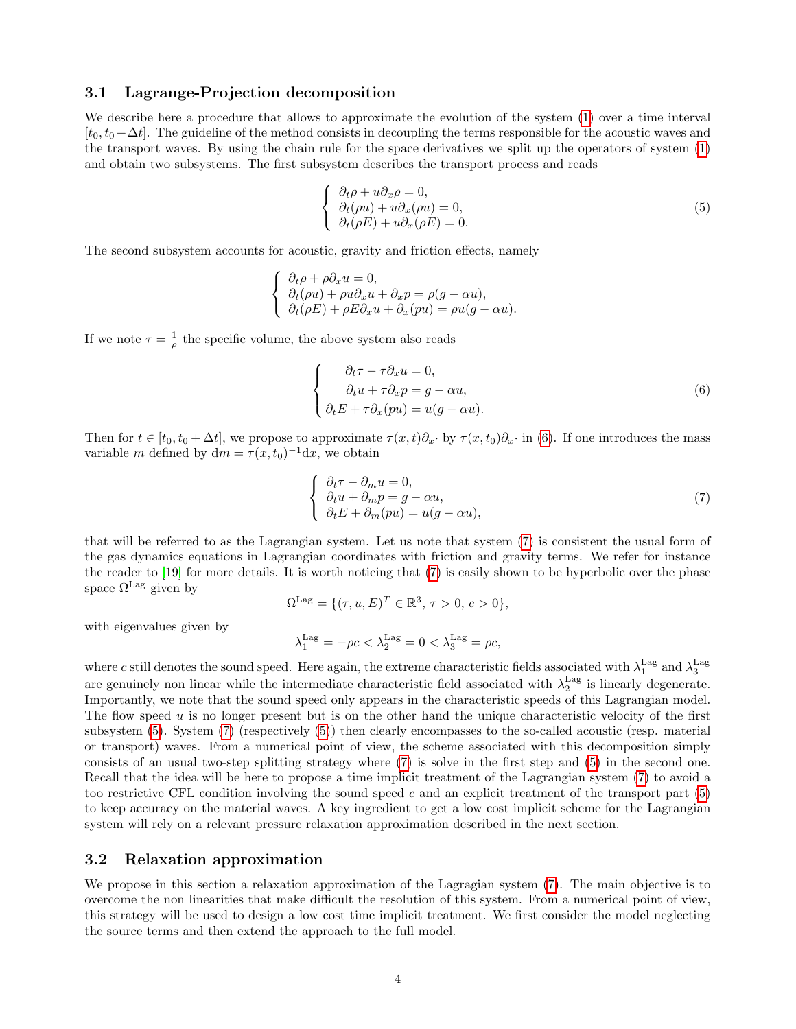### 3.1 Lagrange-Projection decomposition

We describe here a procedure that allows to approximate the evolution of the system (1) over a time interval $[t_0, t_0+\Delta t]$. The guideline of the method consists in decoupling the terms responsible for the acoustic waves and the transport waves. By using the chain rule for the space derivatives we split up the operators of system (1) and obtain two subsystems. The first subsystem describes the transport process and reads

$$
\left\{
\begin{array}{l}
\partial_t \rho + u \partial_x \rho = 0, \\
\partial_t (\rho u) + u \partial_x (\rho u) = 0, \\
\partial_t (\rho E) + u \partial_x (\rho E) = 0.
\end{array}
\right. \tag{5}
$$

The second subsystem accounts for acoustic, gravity and friction effects, namely

$$
\left\{
\begin{array}{l}
\partial_t \rho + \rho \partial_x u = 0, \\
\partial_t (\rho u) + \rho u \partial_x u + \partial_x p = \rho (g - \alpha u), \\
\partial_t (\rho E) + \rho E \partial_x u + \partial_x (p u) = \rho u (g - \alpha u).
\end{array}
\right.
$$

If we note $\tau = \frac{1}{\rho}$ the specific volume, the above system also reads

$$
\left\{
\begin{array}{r}
\partial_t \tau - \tau \partial_x u = 0, \\
\partial_t u + \tau \partial_x p = g - \alpha u, \\
\partial_t E + \tau \partial_x (p u) = u (g - \alpha u).
\end{array}
\right. \tag{6}
$$

Then for $t \in [t_0, t_0 + \Delta t]$, we propose to approximate $\tau(x,t) \partial_x \cdot$ by $\tau(x, t_0) \partial_x \cdot$ in (6). If one introduces the mass variable $m$ defined by $\mathrm{d}m = \tau(x, t_0)^{-1} \mathrm{d}x$, we obtain

$$
\left\{
\begin{array}{l}
\partial_t \tau - \partial_m u = 0, \\
\partial_t u + \partial_m p = g - \alpha u, \\
\partial_t E + \partial_m (p u) = u (g - \alpha u),
\end{array}
\right. \tag{7}
$$

that will be referred to as the Lagrangian system. Let us note that system (7) is consistent the usual form of the gas dynamics equations in Lagrangian coordinates with friction and gravity terms. We refer for instance the reader to [19] for more details. It is worth noticing that (7) is easily shown to be hyperbolic over the phase space $\Omega^{\text{Lag}}$ given by

$$
\Omega^{\text{Lag}} = \{(\tau, u, E)^T \in \mathbb{R}^3,\ \tau > 0,\ e > 0\},
$$

with eigenvalues given by

$$
\lambda_1^{\text{Lag}} = -\rho c < \lambda_2^{\text{Lag}} = 0 < \lambda_3^{\text{Lag}} = \rho c,
$$

where $c$ still denotes the sound speed. Here again, the extreme characteristic fields associated with $\lambda_1^{\text{Lag}}$ and $\lambda_3^{\text{Lag}}$ are genuinely non linear while the intermediate characteristic field associated with $\lambda_2^{\text{Lag}}$ is linearly degenerate. Importantly, we note that the sound speed only appears in the characteristic speeds of this Lagrangian model. The flow speed $u$ is no longer present but is on the other hand the unique characteristic velocity of the first subsystem (5). System (7) (respectively (5)) then clearly encompasses to the so-called acoustic (resp. material or transport) waves. From a numerical point of view, the scheme associated with this decomposition simply consists of an usual two-step splitting strategy where (7) is solve in the first step and (5) in the second one. Recall that the idea will be here to propose a time implicit treatment of the Lagrangian system (7) to avoid a too restrictive CFL condition involving the sound speed $c$ and an explicit treatment of the transport part (5) to keep accuracy on the material waves. A key ingredient to get a low cost implicit scheme for the Lagrangian system will rely on a relevant pressure relaxation approximation described in the next section.

### 3.2 Relaxation approximation

We propose in this section a relaxation approximation of the Lagragian system (7). The main objective is to overcome the non linearities that make difficult the resolution of this system. From a numerical point of view, this strategy will be used to design a low cost time implicit treatment. We first consider the model neglecting the source terms and then extend the approach to the full model.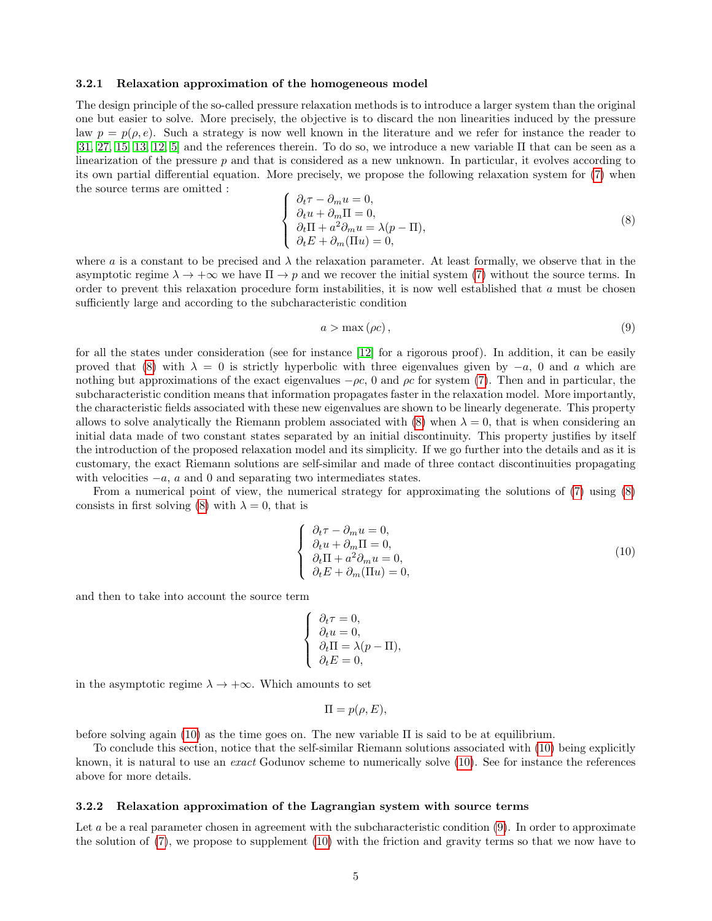### 3.2.1 Relaxation approximation of the homogeneous model

The design principle of the so-called pressure relaxation methods is to introduce a larger system than the original one but easier to solve. More precisely, the objective is to discard the non linearities induced by the pressure law $p = p(\rho, e)$. Such a strategy is now well known in the literature and we refer for instance the reader to [31, 27, 15, 13, 12, 5] and the references therein. To do so, we introduce a new variable $\Pi$ that can be seen as a linearization of the pressure $p$ and that is considered as a new unknown. In particular, it evolves according to its own partial differential equation. More precisely, we propose the following relaxation system for (7) when the source terms are omitted :

$$\left\{ \begin{array}{l} \partial_t \tau - \partial_m u = 0, \\ \partial_t u + \partial_m \Pi = 0, \\ \partial_t \Pi + a^2 \partial_m u = \lambda(p - \Pi), \\ \partial_t E + \partial_m (\Pi u) = 0, \end{array} \right. \tag{8}$$

where $a$ is a constant to be precised and $\lambda$ the relaxation parameter. At least formally, we observe that in the asymptotic regime $\lambda \to +\infty$ we have $\Pi \to p$ and we recover the initial system (7) without the source terms. In order to prevent this relaxation procedure form instabilities, it is now well established that $a$ must be chosen sufficiently large and according to the subcharacteristic condition

$$a > \max(\rho c), \tag{9}$$

for all the states under consideration (see for instance [12] for a rigorous proof). In addition, it can be easily proved that (8) with $\lambda = 0$ is strictly hyperbolic with three eigenvalues given by $-a$, $0$ and $a$ which are nothing but approximations of the exact eigenvalues $-\rho c$, $0$ and $\rho c$ for system (7). Then and in particular, the subcharacteristic condition means that information propagates faster in the relaxation model. More importantly, the characteristic fields associated with these new eigenvalues are shown to be linearly degenerate. This property allows to solve analytically the Riemann problem associated with (8) when $\lambda = 0$, that is when considering an initial data made of two constant states separated by an initial discontinuity. This property justifies by itself the introduction of the proposed relaxation model and its simplicity. If we go further into the details and as it is customary, the exact Riemann solutions are self-similar and made of three contact discontinuities propagating with velocities $-a$, $a$ and $0$ and separating two intermediates states.

From a numerical point of view, the numerical strategy for approximating the solutions of (7) using (8) consists in first solving (8) with $\lambda = 0$, that is

$$\left\{ \begin{array}{l} \partial_t \tau - \partial_m u = 0, \\ \partial_t u + \partial_m \Pi = 0, \\ \partial_t \Pi + a^2 \partial_m u = 0, \\ \partial_t E + \partial_m (\Pi u) = 0, \end{array} \right. \tag{10}$$

and then to take into account the source term

$$\left\{ \begin{array}{l} \partial_t \tau = 0, \\ \partial_t u = 0, \\ \partial_t \Pi = \lambda(p - \Pi), \\ \partial_t E = 0, \end{array} \right.$$

in the asymptotic regime $\lambda \to +\infty$. Which amounts to set

$$\Pi = p(\rho, E),$$

before solving again (10) as the time goes on. The new variable $\Pi$ is said to be at equilibrium.

To conclude this section, notice that the self-similar Riemann solutions associated with (10) being explicitly known, it is natural to use an *exact* Godunov scheme to numerically solve (10). See for instance the references above for more details.

### 3.2.2 Relaxation approximation of the Lagrangian system with source terms

Let $a$ be a real parameter chosen in agreement with the subcharacteristic condition (9). In order to approximate the solution of (7), we propose to supplement (10) with the friction and gravity terms so that we now have to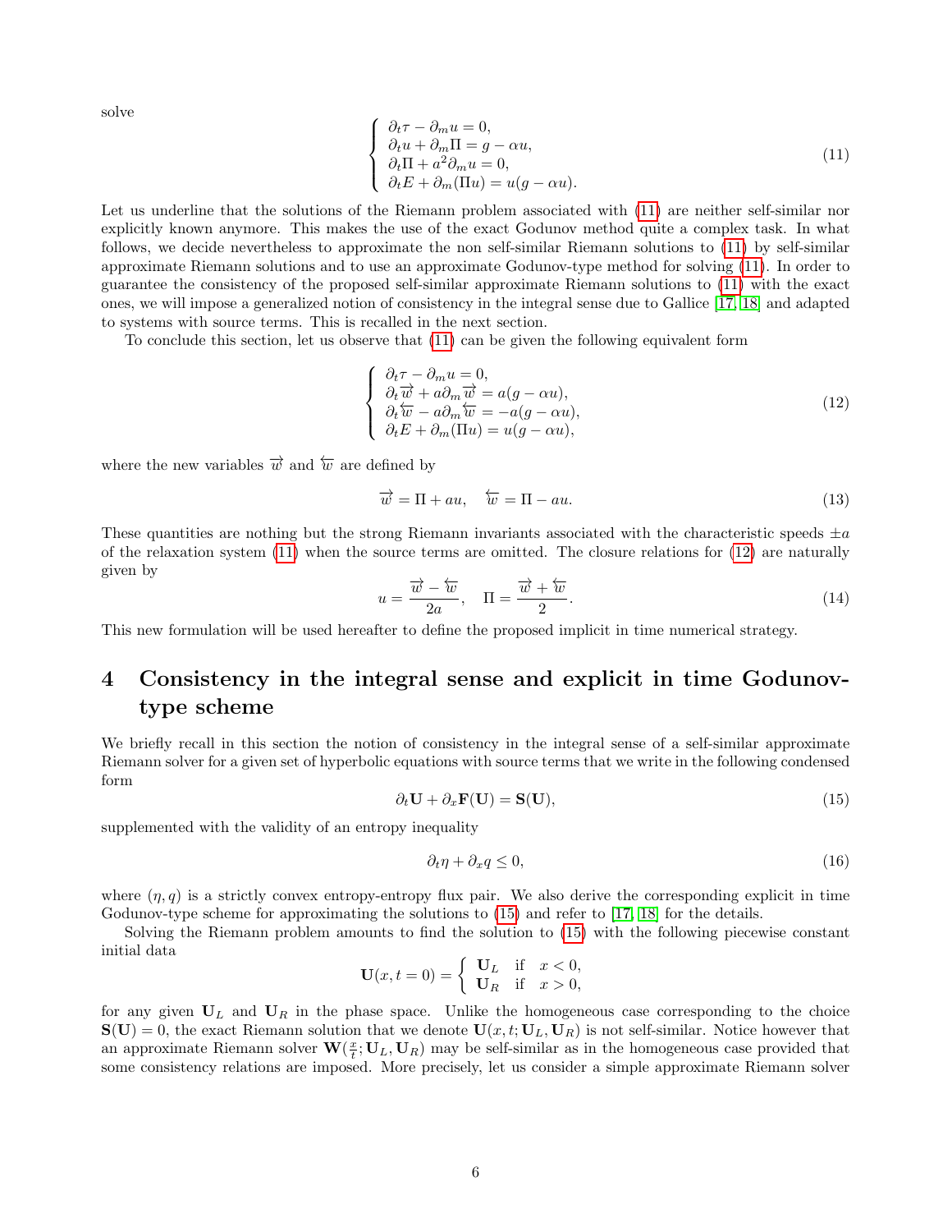solve

$$
\left\{
\begin{array}{l}
\partial_t \tau - \partial_m u = 0, \\
\partial_t u + \partial_m \Pi = g - \alpha u, \\
\partial_t \Pi + a^2 \partial_m u = 0, \\
\partial_t E + \partial_m (\Pi u) = u(g - \alpha u).
\end{array}
\right. \tag{11}
$$

Let us underline that the solutions of the Riemann problem associated with (11) are neither self-similar nor explicitly known anymore. This makes the use of the exact Godunov method quite a complex task. In what follows, we decide nevertheless to approximate the non self-similar Riemann solutions to (11) by self-similar approximate Riemann solutions and to use an approximate Godunov-type method for solving (11). In order to guarantee the consistency of the proposed self-similar approximate Riemann solutions to (11) with the exact ones, we will impose a generalized notion of consistency in the integral sense due to Gallice [17, 18] and adapted to systems with source terms. This is recalled in the next section.

To conclude this section, let us observe that (11) can be given the following equivalent form

$$
\left\{
\begin{array}{l}
\partial_t \tau - \partial_m u = 0, \\
\partial_t \overrightarrow{w} + a \partial_m \overrightarrow{w} = a(g - \alpha u), \\
\partial_t \overleftarrow{w} - a \partial_m \overleftarrow{w} = -a(g - \alpha u), \\
\partial_t E + \partial_m (\Pi u) = u(g - \alpha u),
\end{array}
\right. \tag{12}
$$

where the new variables $\overrightarrow{w}$ and $\overleftarrow{w}$ are defined by

$$
\overrightarrow{w} = \Pi + au, \quad \overleftarrow{w} = \Pi - au. \tag{13}
$$

These quantities are nothing but the strong Riemann invariants associated with the characteristic speeds $\pm a$ of the relaxation system (11) when the source terms are omitted. The closure relations for (12) are naturally given by

$$
u = \frac{\overrightarrow{w} - \overleftarrow{w}}{2a}, \quad \Pi = \frac{\overrightarrow{w} + \overleftarrow{w}}{2}. \tag{14}
$$

This new formulation will be used hereafter to define the proposed implicit in time numerical strategy.

# 4 Consistency in the integral sense and explicit in time Godunov-type scheme

We briefly recall in this section the notion of consistency in the integral sense of a self-similar approximate Riemann solver for a given set of hyperbolic equations with source terms that we write in the following condensed form

$$
\partial_t \mathbf{U} + \partial_x \mathbf{F}(\mathbf{U}) = \mathbf{S}(\mathbf{U}), \tag{15}
$$

supplemented with the validity of an entropy inequality

$$
\partial_t \eta + \partial_x q \leq 0, \tag{16}
$$

where $(\eta, q)$ is a strictly convex entropy-entropy flux pair. We also derive the corresponding explicit in time Godunov-type scheme for approximating the solutions to (15) and refer to [17, 18] for the details.

Solving the Riemann problem amounts to find the solution to (15) with the following piecewise constant initial data

$$
\mathbf{U}(x, t = 0) = \left\{
\begin{array}{ll}
\mathbf{U}_L & \text{if} \quad x < 0, \\
\mathbf{U}_R & \text{if} \quad x > 0,
\end{array}
\right.
$$

for any given $\mathbf{U}_L$ and $\mathbf{U}_R$ in the phase space. Unlike the homogeneous case corresponding to the choice $\mathbf{S}(\mathbf{U}) = 0$, the exact Riemann solution that we denote $\mathbf{U}(x, t; \mathbf{U}_L, \mathbf{U}_R)$ is not self-similar. Notice however that an approximate Riemann solver $\mathbf{W}(\frac{x}{t}; \mathbf{U}_L, \mathbf{U}_R)$ may be self-similar as in the homogeneous case provided that some consistency relations are imposed. More precisely, let us consider a simple approximate Riemann solver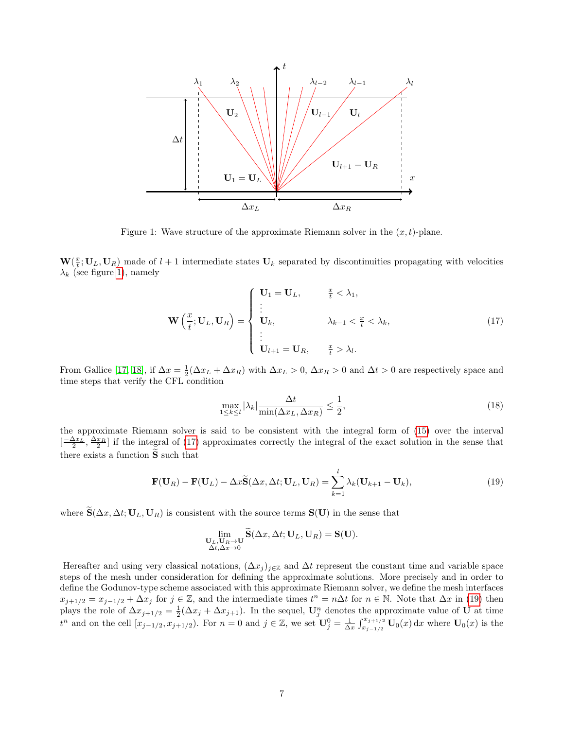Figure 1: Wave structure of the approximate Riemann solver in the $(x,t)$-plane.

$\mathbf{W}(\frac{x}{t};\mathbf{U}_L,\mathbf{U}_R)$ made of $l+1$ intermediate states $\mathbf{U}_k$ separated by discontinuities propagating with velocities $\lambda_k$ (see figure 1), namely

$$
\mathbf{W}\left(\frac{x}{t};\mathbf{U}_L,\mathbf{U}_R\right) = \begin{cases} \mathbf{U}_1 = \mathbf{U}_L, & \frac{x}{t} < \lambda_1, \\ \vdots & \\ \mathbf{U}_k, & \lambda_{k-1} < \frac{x}{t} < \lambda_k, \\ \vdots & \\ \mathbf{U}_{l+1} = \mathbf{U}_R, & \frac{x}{t} > \lambda_l. \end{cases} \tag{17}
$$

From Gallice [17, 18], if $\Delta x = \frac{1}{2}(\Delta x_L + \Delta x_R)$ with $\Delta x_L > 0$, $\Delta x_R > 0$ and $\Delta t > 0$ are respectively space and time steps that verify the CFL condition

$$
\max_{1\le k\le l} |\lambda_k| \frac{\Delta t}{\min(\Delta x_L, \Delta x_R)} \le \frac{1}{2}, \tag{18}
$$

the approximate Riemann solver is said to be consistent with the integral form of (15) over the interval $[\frac{-\Delta x_L}{2}, \frac{\Delta x_R}{2}]$ if the integral of (17) approximates correctly the integral of the exact solution in the sense that there exists a function $\widetilde{\mathbf{S}}$ such that

$$
\mathbf{F}(\mathbf{U}_R) - \mathbf{F}(\mathbf{U}_L) - \Delta x \widetilde{\mathbf{S}}(\Delta x, \Delta t; \mathbf{U}_L, \mathbf{U}_R) = \sum_{k=1}^{l} \lambda_k (\mathbf{U}_{k+1} - \mathbf{U}_k), \tag{19}
$$

where $\widetilde{\mathbf{S}}(\Delta x, \Delta t; \mathbf{U}_L, \mathbf{U}_R)$ is consistent with the source terms $\mathbf{S}(\mathbf{U})$ in the sense that

$$
\lim_{\substack{\mathbf{U}_L,\mathbf{U}_R\to\mathbf{U} \\ \Delta t,\Delta x\to 0}} \widetilde{\mathbf{S}}(\Delta x, \Delta t; \mathbf{U}_L, \mathbf{U}_R) = \mathbf{S}(\mathbf{U}).
$$

Hereafter and using very classical notations, $(\Delta x_j)_{j\in\mathbb{Z}}$ and $\Delta t$ represent the constant time and variable space steps of the mesh under consideration for defining the approximate solutions. More precisely and in order to define the Godunov-type scheme associated with this approximate Riemann solver, we define the mesh interfaces $x_{j+1/2} = x_{j-1/2} + \Delta x_j$ for $j \in \mathbb{Z}$, and the intermediate times $t^n = n\Delta t$ for $n \in \mathbb{N}$. Note that $\Delta x$ in (19) then plays the role of $\Delta x_{j+1/2} = \frac{1}{2}(\Delta x_j + \Delta x_{j+1})$. In the sequel, $\mathbf{U}_j^n$ denotes the approximate value of $\mathbf{U}$ at time $t^n$ and on the cell $[x_{j-1/2}, x_{j+1/2})$. For $n = 0$ and $j \in \mathbb{Z}$, we set $\mathbf{U}_j^0 = \frac{1}{\Delta x}\int_{x_{j-1/2}}^{x_{j+1/2}} \mathbf{U}_0(x)\,\mathrm{d}x$ where $\mathbf{U}_0(x)$ is the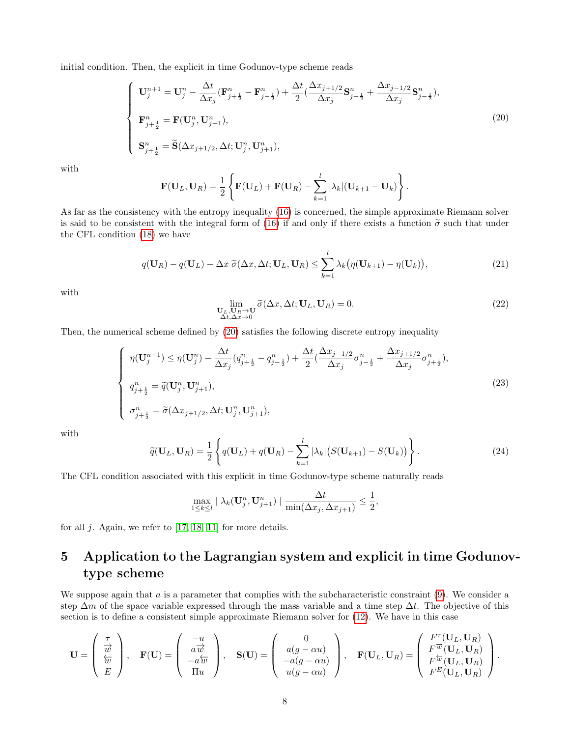initial condition. Then, the explicit in time Godunov-type scheme reads

$$
\left\{
\begin{array}{l}
\mathbf{U}_j^{n+1} = \mathbf{U}_j^n - \dfrac{\Delta t}{\Delta x_j}(\mathbf{F}_{j+\frac{1}{2}}^n - \mathbf{F}_{j-\frac{1}{2}}^n) + \dfrac{\Delta t}{2}(\dfrac{\Delta x_{j+1/2}}{\Delta x_j}\mathbf{S}_{j+\frac{1}{2}}^n + \dfrac{\Delta x_{j-1/2}}{\Delta x_j}\mathbf{S}_{j-\frac{1}{2}}^n), \\[2ex]
\mathbf{F}_{j+\frac{1}{2}}^n = \mathbf{F}(\mathbf{U}_j^n, \mathbf{U}_{j+1}^n), \\[2ex]
\mathbf{S}_{j+\frac{1}{2}}^n = \widetilde{\mathbf{S}}(\Delta x_{j+1/2}, \Delta t; \mathbf{U}_j^n, \mathbf{U}_{j+1}^n),
\end{array}
\right.
\tag{20}
$$

with

$$
\mathbf{F}(\mathbf{U}_L, \mathbf{U}_R) = \frac{1}{2}\left\{ \mathbf{F}(\mathbf{U}_L) + \mathbf{F}(\mathbf{U}_R) - \sum_{k=1}^{l} |\lambda_k| (\mathbf{U}_{k+1} - \mathbf{U}_k) \right\}.
$$

As far as the consistency with the entropy inequality (16) is concerned, the simple approximate Riemann solver is said to be consistent with the integral form of (16) if and only if there exists a function $\widetilde{\sigma}$ such that under the CFL condition (18) we have

$$
q(\mathbf{U}_R) - q(\mathbf{U}_L) - \Delta x \, \widetilde{\sigma}(\Delta x, \Delta t; \mathbf{U}_L, \mathbf{U}_R) \leq \sum_{k=1}^{l} \lambda_k \big( \eta(\mathbf{U}_{k+1}) - \eta(\mathbf{U}_k) \big),
\tag{21}
$$

with

$$
\lim_{\substack{\mathbf{U}_L, \mathbf{U}_R \to \mathbf{U} \\ \Delta t, \Delta x \to 0}} \widetilde{\sigma}(\Delta x, \Delta t; \mathbf{U}_L, \mathbf{U}_R) = 0.
\tag{22}
$$

Then, the numerical scheme defined by (20) satisfies the following discrete entropy inequality

$$
\left\{
\begin{array}{l}
\eta(\mathbf{U}_j^{n+1}) \leq \eta(\mathbf{U}_j^n) - \dfrac{\Delta t}{\Delta x_j}(q_{j+\frac{1}{2}}^n - q_{j-\frac{1}{2}}^n) + \dfrac{\Delta t}{2}(\dfrac{\Delta x_{j-1/2}}{\Delta x_j}\sigma_{j-\frac{1}{2}}^n + \dfrac{\Delta x_{j+1/2}}{\Delta x_j}\sigma_{j+\frac{1}{2}}^n), \\[2ex]
q_{j+\frac{1}{2}}^n = \widetilde{q}(\mathbf{U}_j^n, \mathbf{U}_{j+1}^n), \\[2ex]
\sigma_{j+\frac{1}{2}}^n = \widetilde{\sigma}(\Delta x_{j+1/2}, \Delta t; \mathbf{U}_j^n, \mathbf{U}_{j+1}^n),
\end{array}
\right.
\tag{23}
$$

with

$$
\widetilde{q}(\mathbf{U}_L, \mathbf{U}_R) = \frac{1}{2}\left\{ q(\mathbf{U}_L) + q(\mathbf{U}_R) - \sum_{k=1}^{l} |\lambda_k| \big( S(\mathbf{U}_{k+1}) - S(\mathbf{U}_k) \big) \right\}.
\tag{24}
$$

The CFL condition associated with this explicit in time Godunov-type scheme naturally reads

$$
\max_{1 \leq k \leq l} | \, \lambda_k(\mathbf{U}_j^n, \mathbf{U}_{j+1}^n) \, | \, \frac{\Delta t}{\min(\Delta x_j, \Delta x_{j+1})} \leq \frac{1}{2},
$$

for all $j$. Again, we refer to [17, 18, 11] for more details.

## 5 Application to the Lagrangian system and explicit in time Godunov-type scheme

We suppose again that $a$ is a parameter that complies with the subcharacteristic constraint (9). We consider a step $\Delta m$ of the space variable expressed through the mass variable and a time step $\Delta t$. The objective of this section is to define a consistent simple approximate Riemann solver for (12). We have in this case

$$
\mathbf{U} = \begin{pmatrix} \tau \\ \overrightarrow{w} \\ \overleftarrow{w} \\ E \end{pmatrix}, \quad
\mathbf{F}(\mathbf{U}) = \begin{pmatrix} -u \\ a\overrightarrow{w} \\ -a\overleftarrow{w} \\ \Pi u \end{pmatrix}, \quad
\mathbf{S}(\mathbf{U}) = \begin{pmatrix} 0 \\ a(g - \alpha u) \\ -a(g - \alpha u) \\ u(g - \alpha u) \end{pmatrix}, \quad
\mathbf{F}(\mathbf{U}_L, \mathbf{U}_R) = \begin{pmatrix} F^{\tau}(\mathbf{U}_L, \mathbf{U}_R) \\ F^{\overrightarrow{w}}(\mathbf{U}_L, \mathbf{U}_R) \\ F^{\overleftarrow{w}}(\mathbf{U}_L, \mathbf{U}_R) \\ F^{E}(\mathbf{U}_L, \mathbf{U}_R) \end{pmatrix}.
$$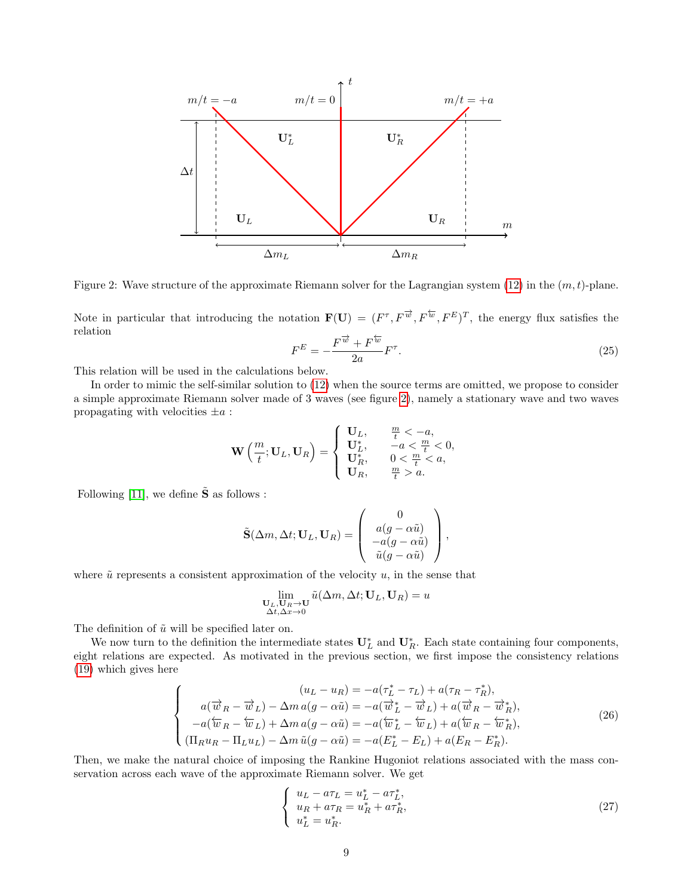Figure 2: Wave structure of the approximate Riemann solver for the Lagrangian system (12) in the $(m,t)$-plane.

Note in particular that introducing the notation $\mathbf{F}(\mathbf{U}) = (F^{\tau}, F^{\overrightarrow{w}}, F^{\overleftarrow{w}}, F^{E})^T$, the energy flux satisfies the relation

$$F^E = -\frac{F^{\overrightarrow{w}} + F^{\overleftarrow{w}}}{2a} F^{\tau}. \tag{25}$$

This relation will be used in the calculations below.

In order to mimic the self-similar solution to (12) when the source terms are omitted, we propose to consider a simple approximate Riemann solver made of 3 waves (see figure 2), namely a stationary wave and two waves propagating with velocities $\pm a$ :

$$\mathbf{W}\left(\frac{m}{t}; \mathbf{U}_L, \mathbf{U}_R\right) = \begin{cases} \mathbf{U}_L, & \frac{m}{t} < -a, \\ \mathbf{U}_L^*, & -a < \frac{m}{t} < 0, \\ \mathbf{U}_R^*, & 0 < \frac{m}{t} < a, \\ \mathbf{U}_R, & \frac{m}{t} > a. \end{cases}$$

Following [11], we define $\tilde{\mathbf{S}}$ as follows :

$$\tilde{\mathbf{S}}(\Delta m, \Delta t; \mathbf{U}_L, \mathbf{U}_R) = \begin{pmatrix} 0 \\ a(g - \alpha\tilde{u}) \\ -a(g - \alpha\tilde{u}) \\ \tilde{u}(g - \alpha\tilde{u}) \end{pmatrix},$$

where $\tilde{u}$ represents a consistent approximation of the velocity $u$, in the sense that

$$\lim_{\substack{\mathbf{U}_L, \mathbf{U}_R \to \mathbf{U} \\ \Delta t, \Delta x \to 0}} \tilde{u}(\Delta m, \Delta t; \mathbf{U}_L, \mathbf{U}_R) = u$$

The definition of $\tilde{u}$ will be specified later on.

We now turn to the definition the intermediate states $\mathbf{U}_L^*$ and $\mathbf{U}_R^*$. Each state containing four components, eight relations are expected. As motivated in the previous section, we first impose the consistency relations (19) which gives here

$$\begin{cases} (u_L - u_R) = -a(\tau_L^* - \tau_L) + a(\tau_R - \tau_R^*), \\ a(\overrightarrow{w}_R - \overrightarrow{w}_L) - \Delta m\, a(g - \alpha\tilde{u}) = -a(\overrightarrow{w}_L^* - \overrightarrow{w}_L) + a(\overrightarrow{w}_R - \overrightarrow{w}_R^*), \\ -a(\overleftarrow{w}_R - \overleftarrow{w}_L) + \Delta m\, a(g - \alpha\tilde{u}) = -a(\overleftarrow{w}_L^* - \overleftarrow{w}_L) + a(\overleftarrow{w}_R - \overleftarrow{w}_R^*), \\ (\Pi_R u_R - \Pi_L u_L) - \Delta m\, \tilde{u}(g - \alpha\tilde{u}) = -a(E_L^* - E_L) + a(E_R - E_R^*). \end{cases} \tag{26}$$

Then, we make the natural choice of imposing the Rankine Hugoniot relations associated with the mass conservation across each wave of the approximate Riemann solver. We get

$$\begin{cases} u_L - a\tau_L = u_L^* - a\tau_L^*, \\ u_R + a\tau_R = u_R^* + a\tau_R^*, \\ u_L^* = u_R^*. \end{cases} \tag{27}$$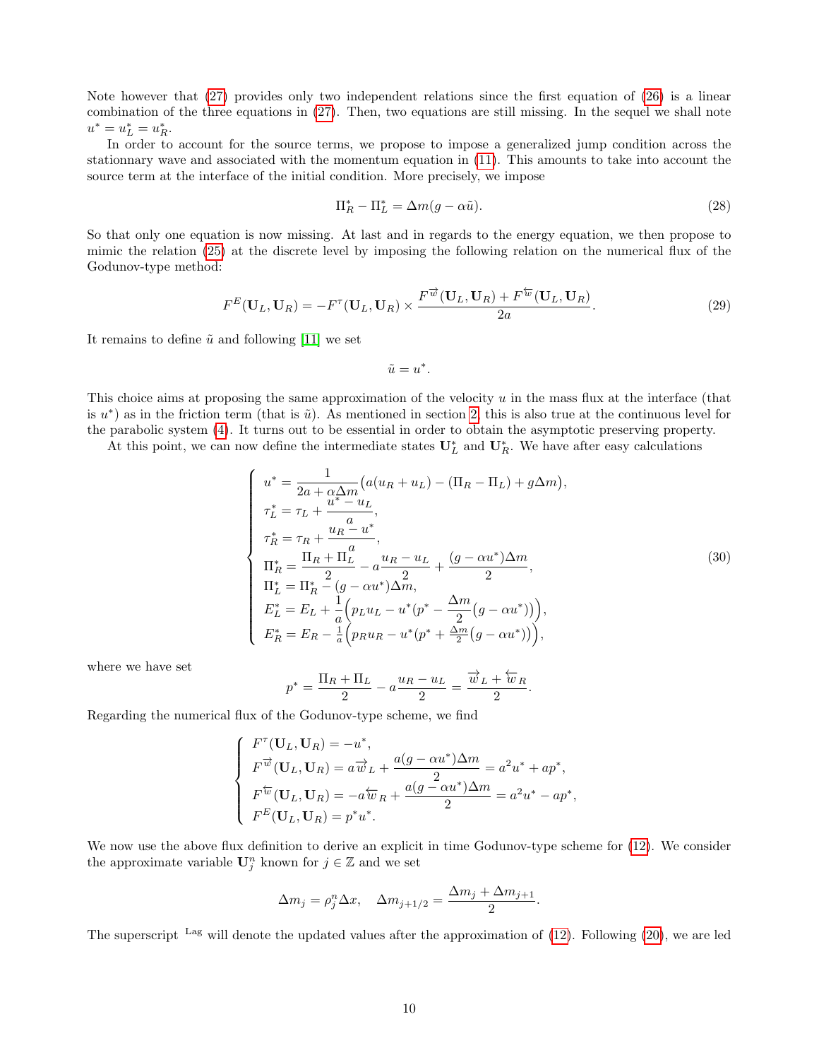Note however that (27) provides only two independent relations since the first equation of (26) is a linear combination of the three equations in (27). Then, two equations are still missing. In the sequel we shall note $u^* = u_L^* = u_R^*$.

In order to account for the source terms, we propose to impose a generalized jump condition across the stationnary wave and associated with the momentum equation in (11). This amounts to take into account the source term at the interface of the initial condition. More precisely, we impose

$$\Pi_R^* - \Pi_L^* = \Delta m(g - \alpha\tilde{u}). \tag{28}$$

So that only one equation is now missing. At last and in regards to the energy equation, we then propose to mimic the relation (25) at the discrete level by imposing the following relation on the numerical flux of the Godunov-type method:

$$F^E(\mathbf{U}_L, \mathbf{U}_R) = -F^\tau(\mathbf{U}_L, \mathbf{U}_R) \times \frac{F^{\overrightarrow{w}}(\mathbf{U}_L, \mathbf{U}_R) + F^{\overleftarrow{w}}(\mathbf{U}_L, \mathbf{U}_R)}{2a}. \tag{29}$$

It remains to define $\tilde{u}$ and following [11] we set

$$\tilde{u} = u^*.$$

This choice aims at proposing the same approximation of the velocity $u$ in the mass flux at the interface (that is $u^*$) as in the friction term (that is $\tilde{u}$). As mentioned in section 2, this is also true at the continuous level for the parabolic system (4). It turns out to be essential in order to obtain the asymptotic preserving property.

At this point, we can now define the intermediate states $\mathbf{U}_L^*$ and $\mathbf{U}_R^*$. We have after easy calculations

$$\left\{\begin{array}{l}
u^* = \dfrac{1}{2a + \alpha\Delta m}\big(a(u_R + u_L) - (\Pi_R - \Pi_L) + g\Delta m\big),\\
\tau_L^* = \tau_L + \dfrac{u^* - u_L}{a},\\
\tau_R^* = \tau_R + \dfrac{u_R - u^*}{a},\\
\Pi_R^* = \dfrac{\Pi_R + \Pi_L}{2} - a\dfrac{u_R - u_L}{2} + \dfrac{(g - \alpha u^*)\Delta m}{2},\\
\Pi_L^* = \Pi_R^* - (g - \alpha u^*)\Delta m,\\
E_L^* = E_L + \dfrac{1}{a}\Big(p_L u_L - u^*(p^* - \dfrac{\Delta m}{2}\big(g - \alpha u^*)\big)\Big),\\
E_R^* = E_R - \frac{1}{a}\Big(p_R u_R - u^*(p^* + \frac{\Delta m}{2}\big(g - \alpha u^*)\big)\Big),
\end{array}\right. \tag{30}$$

where we have set

$$p^* = \frac{\Pi_R + \Pi_L}{2} - a\frac{u_R - u_L}{2} = \frac{\overrightarrow{w}_L + \overleftarrow{w}_R}{2}.$$

Regarding the numerical flux of the Godunov-type scheme, we find

$$\left\{\begin{array}{l}
F^\tau(\mathbf{U}_L, \mathbf{U}_R) = -u^*,\\
F^{\overrightarrow{w}}(\mathbf{U}_L, \mathbf{U}_R) = a\overrightarrow{w}_L + \dfrac{a(g - \alpha u^*)\Delta m}{2} = a^2u^* + ap^*,\\
F^{\overleftarrow{w}}(\mathbf{U}_L, \mathbf{U}_R) = -a\overleftarrow{w}_R + \dfrac{a(g - \alpha u^*)\Delta m}{2} = a^2u^* - ap^*,\\
F^E(\mathbf{U}_L, \mathbf{U}_R) = p^*u^*.
\end{array}\right.$$

We now use the above flux definition to derive an explicit in time Godunov-type scheme for (12). We consider the approximate variable $\mathbf{U}_j^n$ known for $j \in \mathbb{Z}$ and we set

$$\Delta m_j = \rho_j^n \Delta x, \quad \Delta m_{j+1/2} = \frac{\Delta m_j + \Delta m_{j+1}}{2}.$$

The superscript $^{\text{Lag}}$ will denote the updated values after the approximation of (12). Following (20), we are led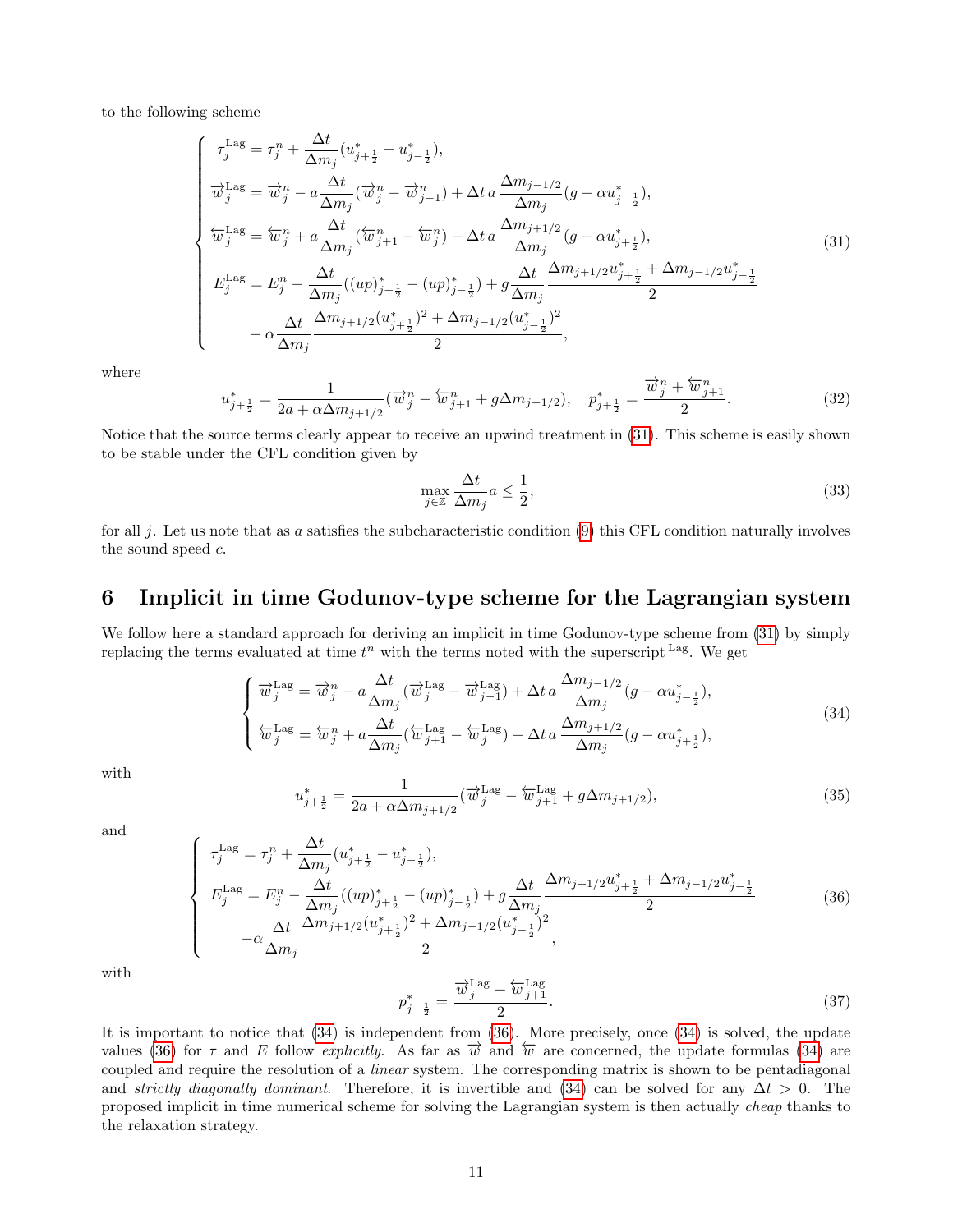to the following scheme

$$
\begin{cases}
\tau_j^{\mathrm{Lag}} = \tau_j^n + \dfrac{\Delta t}{\Delta m_j}(u^*_{j+\frac{1}{2}} - u^*_{j-\frac{1}{2}}), \\
\overrightarrow{w}_j^{\mathrm{Lag}} = \overrightarrow{w}_j^n - a\dfrac{\Delta t}{\Delta m_j}(\overrightarrow{w}_j^n - \overrightarrow{w}_{j-1}^n) + \Delta t\, a\, \dfrac{\Delta m_{j-1/2}}{\Delta m_j}(g - \alpha u^*_{j-\frac{1}{2}}), \\
\overleftarrow{w}_j^{\mathrm{Lag}} = \overleftarrow{w}_j^n + a\dfrac{\Delta t}{\Delta m_j}(\overleftarrow{w}_{j+1}^n - \overleftarrow{w}_j^n) - \Delta t\, a\, \dfrac{\Delta m_{j+1/2}}{\Delta m_j}(g - \alpha u^*_{j+\frac{1}{2}}), \\
E_j^{\mathrm{Lag}} = E_j^n - \dfrac{\Delta t}{\Delta m_j}((up)^*_{j+\frac{1}{2}} - (up)^*_{j-\frac{1}{2}}) + g\dfrac{\Delta t}{\Delta m_j}\dfrac{\Delta m_{j+1/2}u^*_{j+\frac{1}{2}} + \Delta m_{j-1/2}u^*_{j-\frac{1}{2}}}{2} \\
\qquad - \alpha\dfrac{\Delta t}{\Delta m_j}\dfrac{\Delta m_{j+1/2}(u^*_{j+\frac{1}{2}})^2 + \Delta m_{j-1/2}(u^*_{j-\frac{1}{2}})^2}{2},
\end{cases}
\tag{31}
$$

where

$$
u^*_{j+\frac{1}{2}} = \frac{1}{2a + \alpha\Delta m_{j+1/2}}(\overrightarrow{w}_j^n - \overleftarrow{w}_{j+1}^n + g\Delta m_{j+1/2}), \quad p^*_{j+\frac{1}{2}} = \frac{\overrightarrow{w}_j^n + \overleftarrow{w}_{j+1}^n}{2}. \tag{32}
$$

Notice that the source terms clearly appear to receive an upwind treatment in (31). This scheme is easily shown to be stable under the CFL condition given by

$$
\max_{j\in\mathbb{Z}} \frac{\Delta t}{\Delta m_j} a \leq \frac{1}{2}, \tag{33}
$$

for all $j$. Let us note that as $a$ satisfies the subcharacteristic condition (9) this CFL condition naturally involves the sound speed $c$.

## 6 Implicit in time Godunov-type scheme for the Lagrangian system

We follow here a standard approach for deriving an implicit in time Godunov-type scheme from (31) by simply replacing the terms evaluated at time $t^n$ with the terms noted with the superscript $^{\mathrm{Lag}}$. We get

$$
\begin{cases}
\overrightarrow{w}_j^{\mathrm{Lag}} = \overrightarrow{w}_j^n - a\dfrac{\Delta t}{\Delta m_j}(\overrightarrow{w}_j^{\mathrm{Lag}} - \overrightarrow{w}_{j-1}^{\mathrm{Lag}}) + \Delta t\, a\, \dfrac{\Delta m_{j-1/2}}{\Delta m_j}(g - \alpha u^*_{j-\frac{1}{2}}), \\
\overleftarrow{w}_j^{\mathrm{Lag}} = \overleftarrow{w}_j^n + a\dfrac{\Delta t}{\Delta m_j}(\overleftarrow{w}_{j+1}^{\mathrm{Lag}} - \overleftarrow{w}_j^{\mathrm{Lag}}) - \Delta t\, a\, \dfrac{\Delta m_{j+1/2}}{\Delta m_j}(g - \alpha u^*_{j+\frac{1}{2}}),
\end{cases}
\tag{34}
$$

with

$$
u^*_{j+\frac{1}{2}} = \frac{1}{2a + \alpha\Delta m_{j+1/2}}(\overrightarrow{w}_j^{\mathrm{Lag}} - \overleftarrow{w}_{j+1}^{\mathrm{Lag}} + g\Delta m_{j+1/2}), \tag{35}
$$

and

$$
\begin{cases}
\tau_j^{\mathrm{Lag}} = \tau_j^n + \dfrac{\Delta t}{\Delta m_j}(u^*_{j+\frac{1}{2}} - u^*_{j-\frac{1}{2}}), \\
E_j^{\mathrm{Lag}} = E_j^n - \dfrac{\Delta t}{\Delta m_j}((up)^*_{j+\frac{1}{2}} - (up)^*_{j-\frac{1}{2}}) + g\dfrac{\Delta t}{\Delta m_j}\dfrac{\Delta m_{j+1/2}u^*_{j+\frac{1}{2}} + \Delta m_{j-1/2}u^*_{j-\frac{1}{2}}}{2} \\
\qquad -\alpha\dfrac{\Delta t}{\Delta m_j}\dfrac{\Delta m_{j+1/2}(u^*_{j+\frac{1}{2}})^2 + \Delta m_{j-1/2}(u^*_{j-\frac{1}{2}})^2}{2},
\end{cases}
\tag{36}
$$

with

$$
p^*_{j+\frac{1}{2}} = \frac{\overrightarrow{w}_j^{\mathrm{Lag}} + \overleftarrow{w}_{j+1}^{\mathrm{Lag}}}{2}. \tag{37}
$$

It is important to notice that (34) is independent from (36). More precisely, once (34) is solved, the update values (36) for $\tau$ and $E$ follow *explicitly*. As far as $\overrightarrow{w}$ and $\overleftarrow{w}$ are concerned, the update formulas (34) are coupled and require the resolution of a *linear* system. The corresponding matrix is shown to be pentadiagonal and *strictly diagonally dominant*. Therefore, it is invertible and (34) can be solved for any $\Delta t > 0$. The proposed implicit in time numerical scheme for solving the Lagrangian system is then actually *cheap* thanks to the relaxation strategy.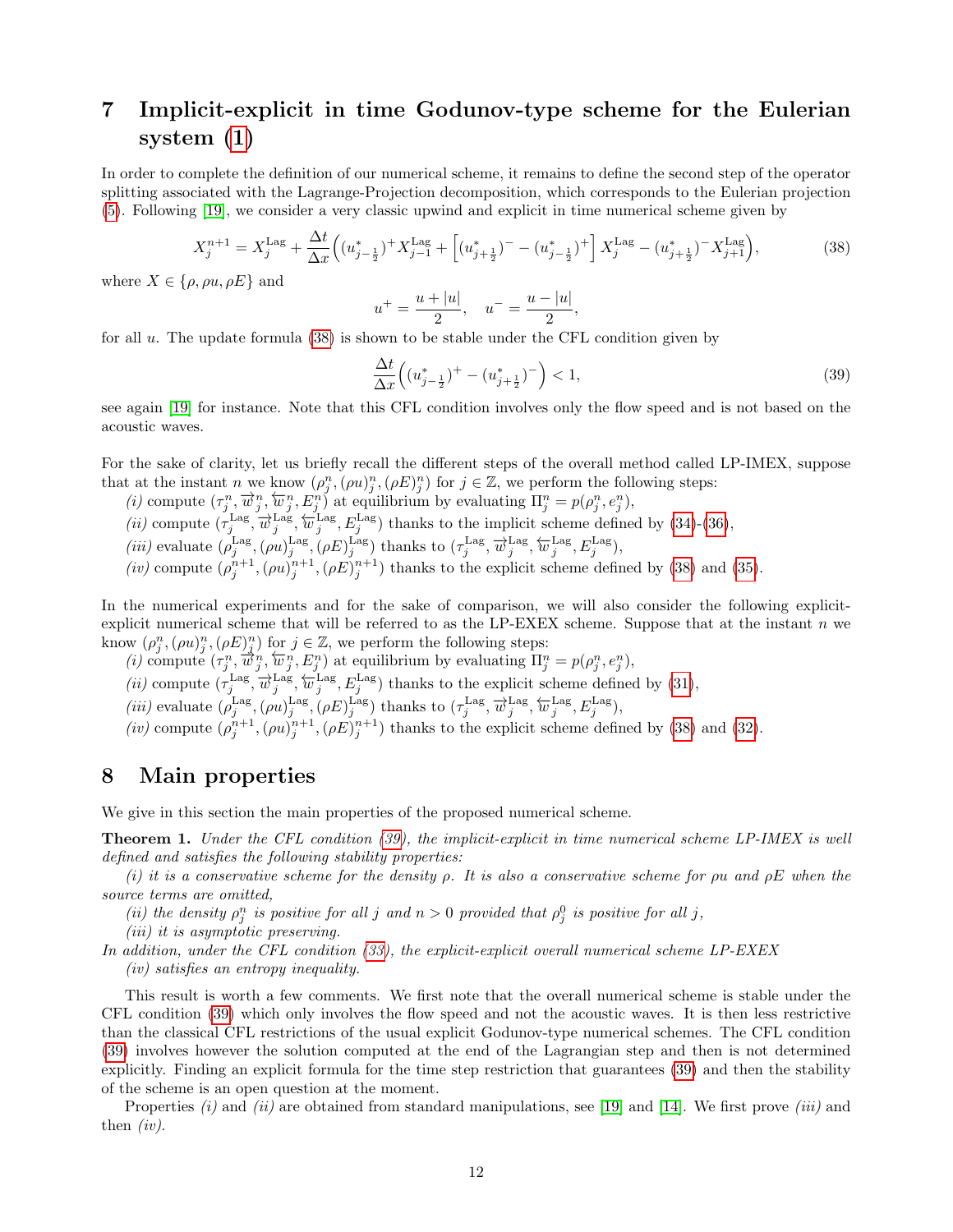# 7 Implicit-explicit in time Godunov-type scheme for the Eulerian system (1)

In order to complete the definition of our numerical scheme, it remains to define the second step of the operator splitting associated with the Lagrange-Projection decomposition, which corresponds to the Eulerian projection (5). Following [19], we consider a very classic upwind and explicit in time numerical scheme given by

$$X_j^{n+1} = X_j^{\text{Lag}} + \frac{\Delta t}{\Delta x}\Big((u^*_{j-\frac{1}{2}})^+ X_{j-1}^{\text{Lag}} + \Big[(u^*_{j+\frac{1}{2}})^- - (u^*_{j-\frac{1}{2}})^+\Big] X_j^{\text{Lag}} - (u^*_{j+\frac{1}{2}})^- X_{j+1}^{\text{Lag}}\Big), \tag{38}$$

where $X \in \{\rho, \rho u, \rho E\}$ and

$$u^+ = \frac{u+|u|}{2}, \quad u^- = \frac{u-|u|}{2},$$

for all $u$. The update formula (38) is shown to be stable under the CFL condition given by

$$\frac{\Delta t}{\Delta x}\Big((u^*_{j-\frac{1}{2}})^+ - (u^*_{j+\frac{1}{2}})^-\Big) < 1, \tag{39}$$

see again [19] for instance. Note that this CFL condition involves only the flow speed and is not based on the acoustic waves.

For the sake of clarity, let us briefly recall the different steps of the overall method called LP-IMEX, suppose that at the instant $n$ we know $(\rho_j^n, (\rho u)_j^n, (\rho E)_j^n)$ for $j \in \mathbb{Z}$, we perform the following steps:

*(i)* compute $(\tau_j^n, \overrightarrow{w}_j^n, \overleftarrow{w}_j^n, E_j^n)$ at equilibrium by evaluating $\Pi_j^n = p(\rho_j^n, e_j^n)$,
*(ii)* compute $(\tau_j^{\text{Lag}}, \overrightarrow{w}_j^{\text{Lag}}, \overleftarrow{w}_j^{\text{Lag}}, E_j^{\text{Lag}})$ thanks to the implicit scheme defined by (34)-(36),
*(iii)* evaluate $(\rho_j^{\text{Lag}}, (\rho u)_j^{\text{Lag}}, (\rho E)_j^{\text{Lag}})$ thanks to $(\tau_j^{\text{Lag}}, \overrightarrow{w}_j^{\text{Lag}}, \overleftarrow{w}_j^{\text{Lag}}, E_j^{\text{Lag}})$,
*(iv)* compute $(\rho_j^{n+1}, (\rho u)_j^{n+1}, (\rho E)_j^{n+1})$ thanks to the explicit scheme defined by (38) and (35).

In the numerical experiments and for the sake of comparison, we will also consider the following explicit-explicit numerical scheme that will be referred to as the LP-EXEX scheme. Suppose that at the instant $n$ we know $(\rho_j^n, (\rho u)_j^n, (\rho E)_j^n)$ for $j \in \mathbb{Z}$, we perform the following steps:

*(i)* compute $(\tau_j^n, \overrightarrow{w}_j^n, \overleftarrow{w}_j^n, E_j^n)$ at equilibrium by evaluating $\Pi_j^n = p(\rho_j^n, e_j^n)$,
*(ii)* compute $(\tau_j^{\text{Lag}}, \overrightarrow{w}_j^{\text{Lag}}, \overleftarrow{w}_j^{\text{Lag}}, E_j^{\text{Lag}})$ thanks to the explicit scheme defined by (31),
*(iii)* evaluate $(\rho_j^{\text{Lag}}, (\rho u)_j^{\text{Lag}}, (\rho E)_j^{\text{Lag}})$ thanks to $(\tau_j^{\text{Lag}}, \overrightarrow{w}_j^{\text{Lag}}, \overleftarrow{w}_j^{\text{Lag}}, E_j^{\text{Lag}})$,
*(iv)* compute $(\rho_j^{n+1}, (\rho u)_j^{n+1}, (\rho E)_j^{n+1})$ thanks to the explicit scheme defined by (38) and (32).

# 8 Main properties

We give in this section the main properties of the proposed numerical scheme.

**Theorem 1.** *Under the CFL condition (39), the implicit-explicit in time numerical scheme LP-IMEX is well defined and satisfies the following stability properties:*

*(i) it is a conservative scheme for the density $\rho$. It is also a conservative scheme for $\rho u$ and $\rho E$ when the source terms are omitted,*
*(ii) the density $\rho_j^n$ is positive for all $j$ and $n > 0$ provided that $\rho_j^0$ is positive for all $j$,*
*(iii) it is asymptotic preserving.*

*In addition, under the CFL condition (33), the explicit-explicit overall numerical scheme LP-EXEX*
*(iv) satisfies an entropy inequality.*

This result is worth a few comments. We first note that the overall numerical scheme is stable under the CFL condition (39) which only involves the flow speed and not the acoustic waves. It is then less restrictive than the classical CFL restrictions of the usual explicit Godunov-type numerical schemes. The CFL condition (39) involves however the solution computed at the end of the Lagrangian step and then is not determined explicitly. Finding an explicit formula for the time step restriction that guarantees (39) and then the stability of the scheme is an open question at the moment.

Properties *(i)* and *(ii)* are obtained from standard manipulations, see [19] and [14]. We first prove *(iii)* and then *(iv)*.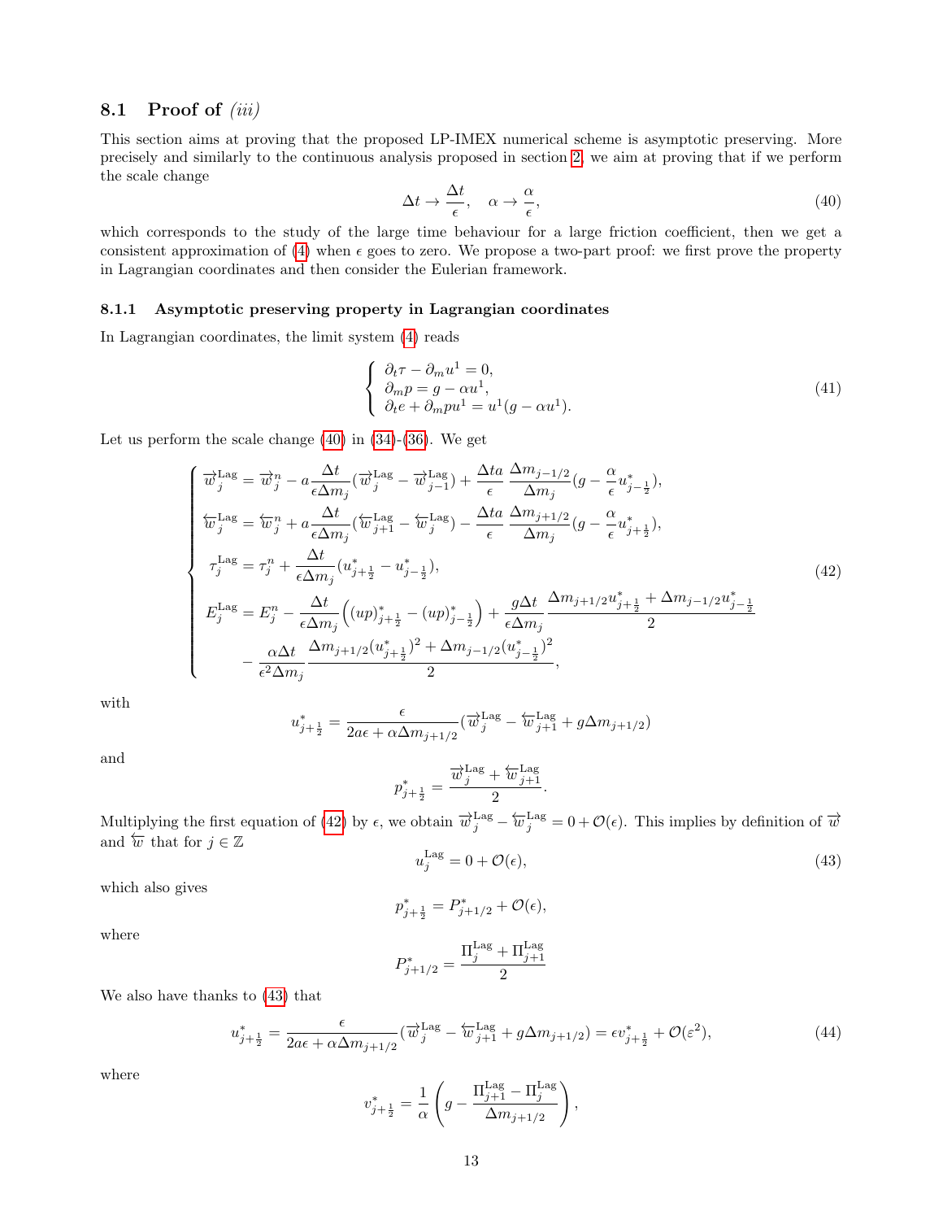### 8.1 Proof of *(iii)*

This section aims at proving that the proposed LP-IMEX numerical scheme is asymptotic preserving. More precisely and similarly to the continuous analysis proposed in section 2, we aim at proving that if we perform the scale change

$$\Delta t \to \frac{\Delta t}{\epsilon}, \quad \alpha \to \frac{\alpha}{\epsilon}, \tag{40}$$

which corresponds to the study of the large time behaviour for a large friction coefficient, then we get a consistent approximation of (4) when $\epsilon$ goes to zero. We propose a two-part proof: we first prove the property in Lagrangian coordinates and then consider the Eulerian framework.

#### 8.1.1 Asymptotic preserving property in Lagrangian coordinates

In Lagrangian coordinates, the limit system (4) reads

$$\begin{cases} \partial_t \tau - \partial_m u^1 = 0, \\ \partial_m p = g - \alpha u^1, \\ \partial_t e + \partial_m p u^1 = u^1(g - \alpha u^1). \end{cases} \tag{41}$$

Let us perform the scale change (40) in (34)-(36). We get

$$\begin{cases} \overrightarrow{w}_j^{\text{Lag}} = \overrightarrow{w}_j^n - a\dfrac{\Delta t}{\epsilon \Delta m_j}(\overrightarrow{w}_j^{\text{Lag}} - \overrightarrow{w}_{j-1}^{\text{Lag}}) + \dfrac{\Delta t a}{\epsilon}\,\dfrac{\Delta m_{j-1/2}}{\Delta m_j}(g - \dfrac{\alpha}{\epsilon}u^*_{j-\frac{1}{2}}), \\ \overleftarrow{w}_j^{\text{Lag}} = \overleftarrow{w}_j^n + a\dfrac{\Delta t}{\epsilon \Delta m_j}(\overleftarrow{w}_{j+1}^{\text{Lag}} - \overleftarrow{w}_j^{\text{Lag}}) - \dfrac{\Delta t a}{\epsilon}\,\dfrac{\Delta m_{j+1/2}}{\Delta m_j}(g - \dfrac{\alpha}{\epsilon}u^*_{j+\frac{1}{2}}), \\ \tau_j^{\text{Lag}} = \tau_j^n + \dfrac{\Delta t}{\epsilon \Delta m_j}(u^*_{j+\frac{1}{2}} - u^*_{j-\frac{1}{2}}), \\ E_j^{\text{Lag}} = E_j^n - \dfrac{\Delta t}{\epsilon \Delta m_j}\Big((up)^*_{j+\frac{1}{2}} - (up)^*_{j-\frac{1}{2}}\Big) + \dfrac{g\Delta t}{\epsilon \Delta m_j}\,\dfrac{\Delta m_{j+1/2}u^*_{j+\frac{1}{2}} + \Delta m_{j-1/2}u^*_{j-\frac{1}{2}}}{2} \\ \qquad - \dfrac{\alpha \Delta t}{\epsilon^2 \Delta m_j}\,\dfrac{\Delta m_{j+1/2}(u^*_{j+\frac{1}{2}})^2 + \Delta m_{j-1/2}(u^*_{j-\frac{1}{2}})^2}{2}, \end{cases} \tag{42}$$

with

$$u^*_{j+\frac{1}{2}} = \frac{\epsilon}{2a\epsilon + \alpha \Delta m_{j+1/2}}(\overrightarrow{w}_j^{\text{Lag}} - \overleftarrow{w}_{j+1}^{\text{Lag}} + g\Delta m_{j+1/2})$$

and

$$p^*_{j+\frac{1}{2}} = \frac{\overrightarrow{w}_j^{\text{Lag}} + \overleftarrow{w}_{j+1}^{\text{Lag}}}{2}.$$

Multiplying the first equation of (42) by $\epsilon$, we obtain $\overrightarrow{w}_j^{\text{Lag}} - \overleftarrow{w}_j^{\text{Lag}} = 0 + \mathcal{O}(\epsilon)$. This implies by definition of $\overrightarrow{w}$ and $\overleftarrow{w}$ that for $j \in \mathbb{Z}$

$$u_j^{\text{Lag}} = 0 + \mathcal{O}(\epsilon), \tag{43}$$

which also gives

$$p^*_{j+\frac{1}{2}} = P^*_{j+1/2} + \mathcal{O}(\epsilon),$$

where

$$P^*_{j+1/2} = \frac{\Pi_j^{\text{Lag}} + \Pi_{j+1}^{\text{Lag}}}{2}$$

We also have thanks to (43) that

$$u^*_{j+\frac{1}{2}} = \frac{\epsilon}{2a\epsilon + \alpha \Delta m_{j+1/2}}(\overrightarrow{w}_j^{\text{Lag}} - \overleftarrow{w}_{j+1}^{\text{Lag}} + g\Delta m_{j+1/2}) = \epsilon v^*_{j+\frac{1}{2}} + \mathcal{O}(\varepsilon^2), \tag{44}$$

where

$$v^*_{j+\frac{1}{2}} = \frac{1}{\alpha}\left(g - \frac{\Pi_{j+1}^{\text{Lag}} - \Pi_j^{\text{Lag}}}{\Delta m_{j+1/2}}\right),$$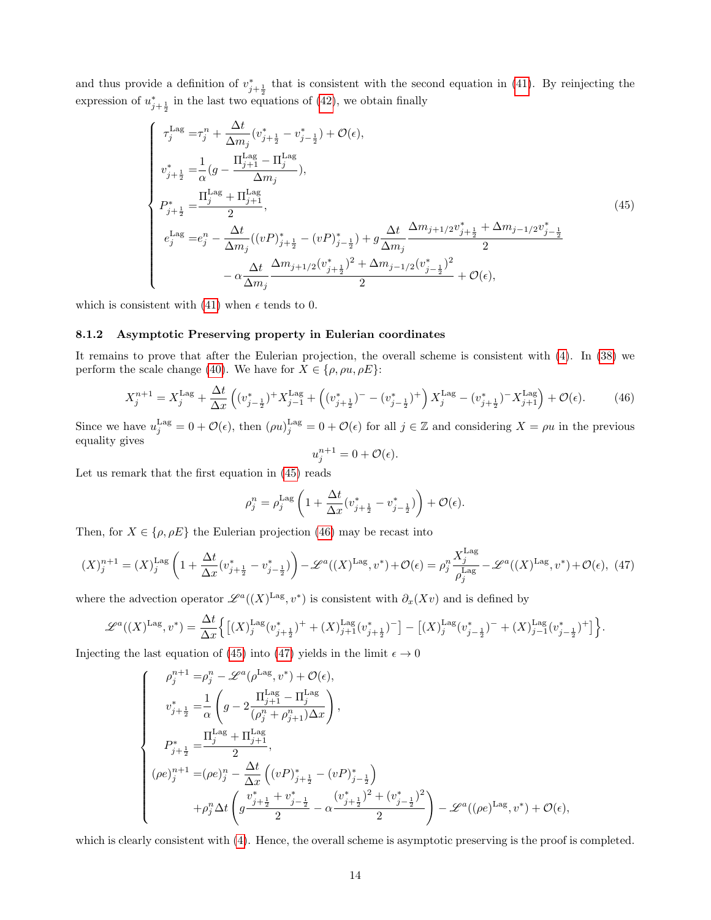and thus provide a definition of $v^*_{j+\frac{1}{2}}$ that is consistent with the second equation in (41). By reinjecting the expression of $u^*_{j+\frac{1}{2}}$ in the last two equations of (42), we obtain finally

$$
\left\{
\begin{aligned}
\tau_j^{\mathrm{Lag}} =& \tau_j^n + \frac{\Delta t}{\Delta m_j}(v^*_{j+\frac{1}{2}} - v^*_{j-\frac{1}{2}}) + \mathcal{O}(\epsilon), \\
v^*_{j+\frac{1}{2}} =& \frac{1}{\alpha}(g - \frac{\Pi^{\mathrm{Lag}}_{j+1} - \Pi^{\mathrm{Lag}}_j}{\Delta m_j}), \\
P^*_{j+\frac{1}{2}} =& \frac{\Pi^{\mathrm{Lag}}_j + \Pi^{\mathrm{Lag}}_{j+1}}{2}, \\
e_j^{\mathrm{Lag}} =& e_j^n - \frac{\Delta t}{\Delta m_j}((vP)^*_{j+\frac{1}{2}} - (vP)^*_{j-\frac{1}{2}}) + g\frac{\Delta t}{\Delta m_j}\frac{\Delta m_{j+1/2}v^*_{j+\frac{1}{2}} + \Delta m_{j-1/2}v^*_{j-\frac{1}{2}}}{2} \\
& - \alpha\frac{\Delta t}{\Delta m_j}\frac{\Delta m_{j+1/2}(v^*_{j+\frac{1}{2}})^2 + \Delta m_{j-1/2}(v^*_{j-\frac{1}{2}})^2}{2} + \mathcal{O}(\epsilon),
\end{aligned}
\right.
\tag{45}
$$

which is consistent with (41) when $\epsilon$ tends to 0.

### 8.1.2 Asymptotic Preserving property in Eulerian coordinates

It remains to prove that after the Eulerian projection, the overall scheme is consistent with (4). In (38) we perform the scale change (40). We have for $X \in \{\rho, \rho u, \rho E\}$:

$$
X_j^{n+1} = X_j^{\mathrm{Lag}} + \frac{\Delta t}{\Delta x}\left((v^*_{j-\frac{1}{2}})^+ X^{\mathrm{Lag}}_{j-1} + \left((v^*_{j+\frac{1}{2}})^- - (v^*_{j-\frac{1}{2}})^+\right) X_j^{\mathrm{Lag}} - (v^*_{j+\frac{1}{2}})^- X^{\mathrm{Lag}}_{j+1}\right) + \mathcal{O}(\epsilon). \tag{46}
$$

Since we have $u_j^{\mathrm{Lag}} = 0 + \mathcal{O}(\epsilon)$, then $(\rho u)_j^{\mathrm{Lag}} = 0 + \mathcal{O}(\epsilon)$ for all $j \in \mathbb{Z}$ and considering $X = \rho u$ in the previous equality gives

$$
u_j^{n+1} = 0 + \mathcal{O}(\epsilon).
$$

Let us remark that the first equation in (45) reads

$$
\rho_j^n = \rho_j^{\mathrm{Lag}}\left(1 + \frac{\Delta t}{\Delta x}(v^*_{j+\frac{1}{2}} - v^*_{j-\frac{1}{2}})\right) + \mathcal{O}(\epsilon).
$$

Then, for $X \in \{\rho, \rho E\}$ the Eulerian projection (46) may be recast into

$$
(X)_j^{n+1} = (X)_j^{\mathrm{Lag}}\left(1 + \frac{\Delta t}{\Delta x}(v^*_{j+\frac{1}{2}} - v^*_{j-\frac{1}{2}})\right) - \mathscr{L}^a((X)^{\mathrm{Lag}}, v^*) + \mathcal{O}(\epsilon) = \rho_j^n \frac{X_j^{\mathrm{Lag}}}{\rho_j^{\mathrm{Lag}}} - \mathscr{L}^a((X)^{\mathrm{Lag}}, v^*) + \mathcal{O}(\epsilon), \tag{47}
$$

where the advection operator $\mathscr{L}^a((X)^{\mathrm{Lag}}, v^*)$ is consistent with $\partial_x(Xv)$ and is defined by

$$
\mathscr{L}^a((X)^{\mathrm{Lag}}, v^*) = \frac{\Delta t}{\Delta x}\Big\{\left[(X)_j^{\mathrm{Lag}}(v^*_{j+\frac{1}{2}})^+ + (X)^{\mathrm{Lag}}_{j+1}(v^*_{j+\frac{1}{2}})^-\right] - \left[(X)_j^{\mathrm{Lag}}(v^*_{j-\frac{1}{2}})^- + (X)^{\mathrm{Lag}}_{j-1}(v^*_{j-\frac{1}{2}})^+\right]\Big\}.
$$

Injecting the last equation of (45) into (47) yields in the limit $\epsilon \to 0$

$$
\left\{
\begin{aligned}
\rho_j^{n+1} =& \rho_j^n - \mathscr{L}^a(\rho^{\mathrm{Lag}}, v^*) + \mathcal{O}(\epsilon), \\
v^*_{j+\frac{1}{2}} =& \frac{1}{\alpha}\left(g - 2\frac{\Pi^{\mathrm{Lag}}_{j+1} - \Pi^{\mathrm{Lag}}_j}{(\rho_j^n + \rho_{j+1}^n)\Delta x}\right), \\
P^*_{j+\frac{1}{2}} =& \frac{\Pi^{\mathrm{Lag}}_j + \Pi^{\mathrm{Lag}}_{j+1}}{2}, \\
(\rho e)_j^{n+1} =& (\rho e)_j^n - \frac{\Delta t}{\Delta x}\left((vP)^*_{j+\frac{1}{2}} - (vP)^*_{j-\frac{1}{2}}\right) \\
& + \rho_j^n \Delta t\left(g\frac{v^*_{j+\frac{1}{2}} + v^*_{j-\frac{1}{2}}}{2} - \alpha\frac{(v^*_{j+\frac{1}{2}})^2 + (v^*_{j-\frac{1}{2}})^2}{2}\right) - \mathscr{L}^a((\rho e)^{\mathrm{Lag}}, v^*) + \mathcal{O}(\epsilon),
\end{aligned}
\right.
$$

which is clearly consistent with (4). Hence, the overall scheme is asymptotic preserving is the proof is completed.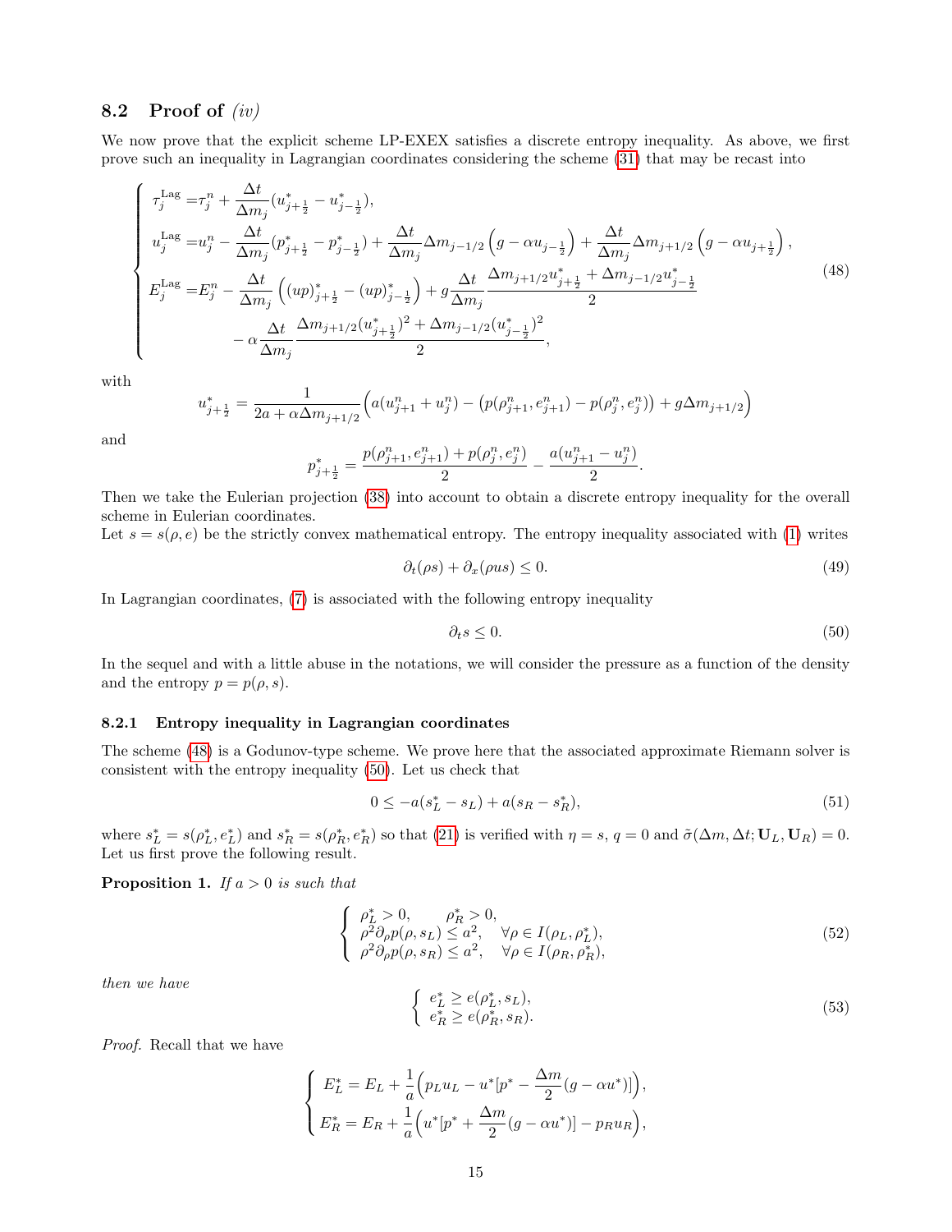## 8.2 Proof of *(iv)*

We now prove that the explicit scheme LP-EXEX satisfies a discrete entropy inequality. As above, we first prove such an inequality in Lagrangian coordinates considering the scheme (31) that may be recast into

$$
\left\{
\begin{aligned}
\tau_j^{\text{Lag}} =& \tau_j^n + \frac{\Delta t}{\Delta m_j}(u^*_{j+\frac{1}{2}} - u^*_{j-\frac{1}{2}}),\\
u_j^{\text{Lag}} =& u_j^n - \frac{\Delta t}{\Delta m_j}(p^*_{j+\frac{1}{2}} - p^*_{j-\frac{1}{2}}) + \frac{\Delta t}{\Delta m_j}\Delta m_{j-1/2}\left(g - \alpha u_{j-\frac{1}{2}}\right) + \frac{\Delta t}{\Delta m_j}\Delta m_{j+1/2}\left(g - \alpha u_{j+\frac{1}{2}}\right),\\
E_j^{\text{Lag}} =& E_j^n - \frac{\Delta t}{\Delta m_j}\left((up)^*_{j+\frac{1}{2}} - (up)^*_{j-\frac{1}{2}}\right) + g\frac{\Delta t}{\Delta m_j}\frac{\Delta m_{j+1/2}u^*_{j+\frac{1}{2}} + \Delta m_{j-1/2}u^*_{j-\frac{1}{2}}}{2}\\
&- \alpha\frac{\Delta t}{\Delta m_j}\frac{\Delta m_{j+1/2}(u^*_{j+\frac{1}{2}})^2 + \Delta m_{j-1/2}(u^*_{j-\frac{1}{2}})^2}{2},
\end{aligned}
\right.
\tag{48}
$$

with

$$
u^*_{j+\frac{1}{2}} = \frac{1}{2a + \alpha\Delta m_{j+1/2}}\Big(a(u^n_{j+1} + u^n_j) - \big(p(\rho^n_{j+1}, e^n_{j+1}) - p(\rho^n_j, e^n_j)\big) + g\Delta m_{j+1/2}\Big)
$$

and

$$
p^*_{j+\frac{1}{2}} = \frac{p(\rho^n_{j+1}, e^n_{j+1}) + p(\rho^n_j, e^n_j)}{2} - \frac{a(u^n_{j+1} - u^n_j)}{2}.
$$

Then we take the Eulerian projection (38) into account to obtain a discrete entropy inequality for the overall scheme in Eulerian coordinates.
Let $s = s(\rho, e)$ be the strictly convex mathematical entropy. The entropy inequality associated with (1) writes

$$
\partial_t(\rho s) + \partial_x(\rho u s) \leq 0. \tag{49}
$$

In Lagrangian coordinates, (7) is associated with the following entropy inequality

$$
\partial_t s \leq 0. \tag{50}
$$

In the sequel and with a little abuse in the notations, we will consider the pressure as a function of the density and the entropy $p = p(\rho, s)$.

### 8.2.1 Entropy inequality in Lagrangian coordinates

The scheme (48) is a Godunov-type scheme. We prove here that the associated approximate Riemann solver is consistent with the entropy inequality (50). Let us check that

$$
0 \leq -a(s^*_L - s_L) + a(s_R - s^*_R), \tag{51}
$$

where $s^*_L = s(\rho^*_L, e^*_L)$ and $s^*_R = s(\rho^*_R, e^*_R)$ so that (21) is verified with $\eta = s$, $q = 0$ and $\tilde{\sigma}(\Delta m, \Delta t; \mathbf{U}_L, \mathbf{U}_R) = 0$. Let us first prove the following result.

**Proposition 1.** *If $a > 0$ is such that*

$$
\left\{
\begin{array}{ll}
\rho^*_L > 0, & \rho^*_R > 0,\\
\rho^2\partial_\rho p(\rho, s_L) \leq a^2, & \forall \rho \in I(\rho_L, \rho^*_L),\\
\rho^2\partial_\rho p(\rho, s_R) \leq a^2, & \forall \rho \in I(\rho_R, \rho^*_R),
\end{array}
\right.
\tag{52}
$$

*then we have*

$$
\left\{
\begin{array}{l}
e^*_L \geq e(\rho^*_L, s_L),\\
e^*_R \geq e(\rho^*_R, s_R).
\end{array}
\right.
\tag{53}
$$

*Proof.* Recall that we have

$$
\left\{
\begin{aligned}
E^*_L &= E_L + \frac{1}{a}\Big(p_L u_L - u^*[p^* - \frac{\Delta m}{2}(g - \alpha u^*)]\Big),\\
E^*_R &= E_R + \frac{1}{a}\Big(u^*[p^* + \frac{\Delta m}{2}(g - \alpha u^*)] - p_R u_R\Big),
\end{aligned}
\right.
$$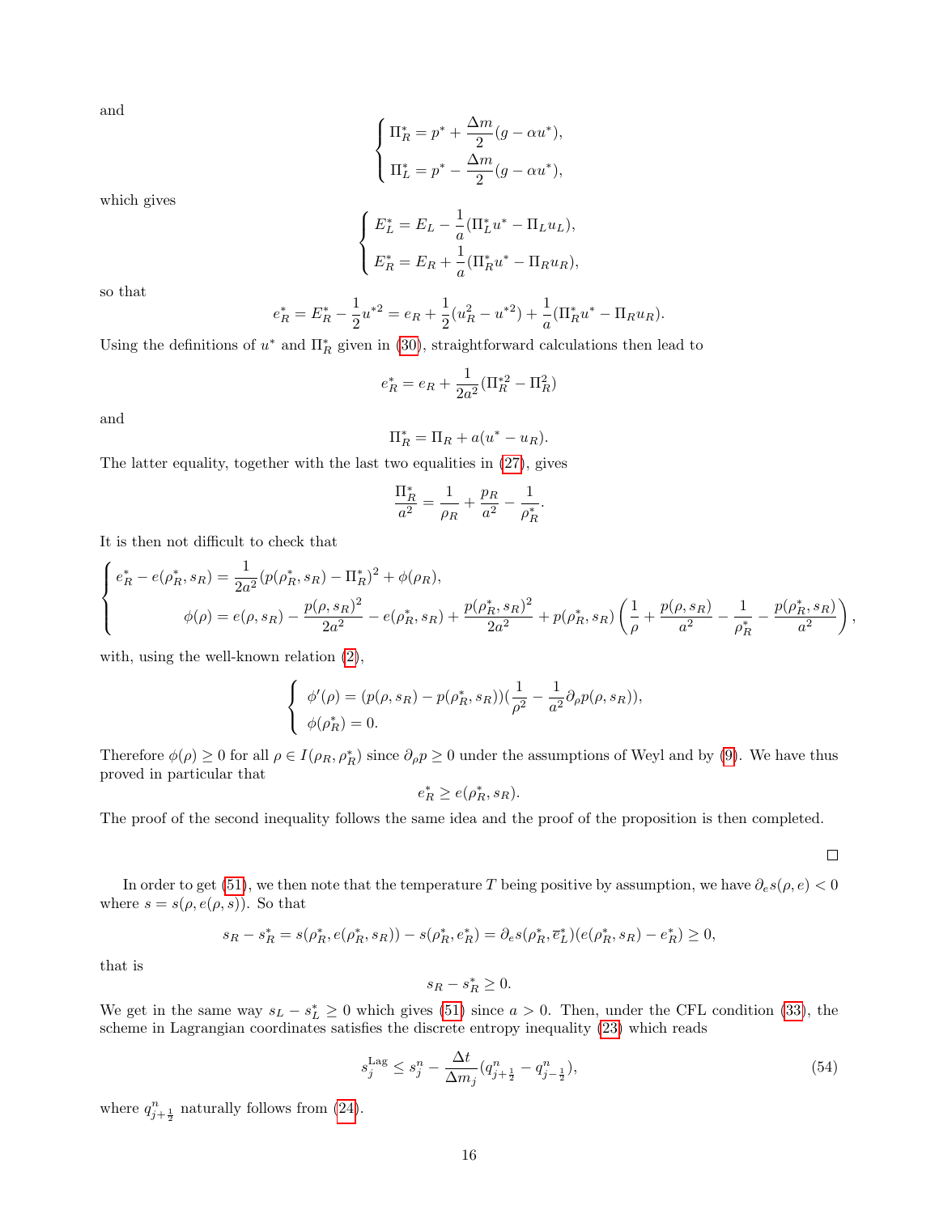and

$$
\begin{cases}
\Pi_R^* = p^* + \dfrac{\Delta m}{2}(g - \alpha u^*), \\
\Pi_L^* = p^* - \dfrac{\Delta m}{2}(g - \alpha u^*),
\end{cases}
$$

which gives

$$
\begin{cases}
E_L^* = E_L - \dfrac{1}{a}(\Pi_L^* u^* - \Pi_L u_L), \\
E_R^* = E_R + \dfrac{1}{a}(\Pi_R^* u^* - \Pi_R u_R),
\end{cases}
$$

so that

$$
e_R^* = E_R^* - \frac{1}{2}u^{*2} = e_R + \frac{1}{2}(u_R^2 - u^{*2}) + \frac{1}{a}(\Pi_R^* u^* - \Pi_R u_R).
$$

Using the definitions of $u^*$ and $\Pi_R^*$ given in (30), straightforward calculations then lead to

$$
e_R^* = e_R + \frac{1}{2a^2}(\Pi_R^{*2} - \Pi_R^2)
$$

and

$$
\Pi_R^* = \Pi_R + a(u^* - u_R).
$$

The latter equality, together with the last two equalities in (27), gives

$$
\frac{\Pi_R^*}{a^2} = \frac{1}{\rho_R} + \frac{p_R}{a^2} - \frac{1}{\rho_R^*}.
$$

It is then not difficult to check that

$$
\begin{cases}
e_R^* - e(\rho_R^*, s_R) = \dfrac{1}{2a^2}(p(\rho_R^*, s_R) - \Pi_R^*)^2 + \phi(\rho_R), \\
\qquad \phi(\rho) = e(\rho, s_R) - \dfrac{p(\rho, s_R)^2}{2a^2} - e(\rho_R^*, s_R) + \dfrac{p(\rho_R^*, s_R)^2}{2a^2} + p(\rho_R^*, s_R)\left(\dfrac{1}{\rho} + \dfrac{p(\rho, s_R)}{a^2} - \dfrac{1}{\rho_R^*} - \dfrac{p(\rho_R^*, s_R)}{a^2}\right),
\end{cases}
$$

with, using the well-known relation (2),

$$
\begin{cases}
\phi'(\rho) = (p(\rho, s_R) - p(\rho_R^*, s_R))(\dfrac{1}{\rho^2} - \dfrac{1}{a^2}\partial_\rho p(\rho, s_R)), \\
\phi(\rho_R^*) = 0.
\end{cases}
$$

Therefore $\phi(\rho) \geq 0$ for all $\rho \in I(\rho_R, \rho_R^*)$ since $\partial_\rho p \geq 0$ under the assumptions of Weyl and by (9). We have thus proved in particular that

$$
e_R^* \geq e(\rho_R^*, s_R).
$$

The proof of the second inequality follows the same idea and the proof of the proposition is then completed.

□

In order to get (51), we then note that the temperature $T$ being positive by assumption, we have $\partial_e s(\rho, e) < 0$ where $s = s(\rho, e(\rho, s))$. So that

$$
s_R - s_R^* = s(\rho_R^*, e(\rho_R^*, s_R)) - s(\rho_R^*, e_R^*) = \partial_e s(\rho_R^*, \overline{e}_L^*)(e(\rho_R^*, s_R) - e_R^*) \geq 0,
$$

that is

$$
s_R - s_R^* \geq 0.
$$

We get in the same way $s_L - s_L^* \geq 0$ which gives (51) since $a > 0$. Then, under the CFL condition (33), the scheme in Lagrangian coordinates satisfies the discrete entropy inequality (23) which reads

$$
s_j^{\text{Lag}} \leq s_j^n - \frac{\Delta t}{\Delta m_j}(q_{j+\frac{1}{2}}^n - q_{j-\frac{1}{2}}^n), \tag{54}
$$

where $q_{j+\frac{1}{2}}^n$ naturally follows from (24).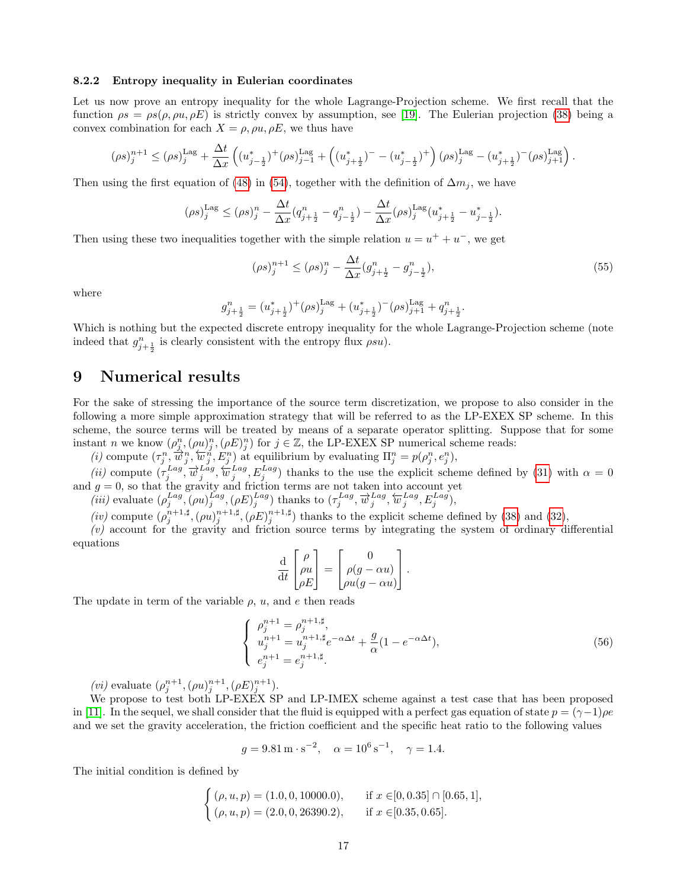#### 8.2.2 Entropy inequality in Eulerian coordinates

Let us now prove an entropy inequality for the whole Lagrange-Projection scheme. We first recall that the function $\rho s = \rho s(\rho, \rho u, \rho E)$ is strictly convex by assumption, see [19]. The Eulerian projection (38) being a convex combination for each $X = \rho, \rho u, \rho E$, we thus have

$$(\rho s)_j^{n+1} \leq (\rho s)_j^{\text{Lag}} + \frac{\Delta t}{\Delta x}\left( (u^*_{j-\frac{1}{2}})^+ (\rho s)_{j-1}^{\text{Lag}} + \left( (u^*_{j+\frac{1}{2}})^- - (u^*_{j-\frac{1}{2}})^+ \right) (\rho s)_j^{\text{Lag}} - (u^*_{j+\frac{1}{2}})^- (\rho s)_{j+1}^{\text{Lag}} \right).$$

Then using the first equation of (48) in (54), together with the definition of $\Delta m_j$, we have

$$(\rho s)_j^{\text{Lag}} \leq (\rho s)_j^n - \frac{\Delta t}{\Delta x}(q^n_{j+\frac{1}{2}} - q^n_{j-\frac{1}{2}}) - \frac{\Delta t}{\Delta x}(\rho s)_j^{\text{Lag}}(u^*_{j+\frac{1}{2}} - u^*_{j-\frac{1}{2}}).$$

Then using these two inequalities together with the simple relation $u = u^+ + u^-$, we get

$$(\rho s)_j^{n+1} \leq (\rho s)_j^n - \frac{\Delta t}{\Delta x}(g^n_{j+\frac{1}{2}} - g^n_{j-\frac{1}{2}}), \tag{55}$$

where

$$g^n_{j+\frac{1}{2}} = (u^*_{j+\frac{1}{2}})^+ (\rho s)_j^{\text{Lag}} + (u^*_{j+\frac{1}{2}})^- (\rho s)_{j+1}^{\text{Lag}} + q^n_{j+\frac{1}{2}}.$$

Which is nothing but the expected discrete entropy inequality for the whole Lagrange-Projection scheme (note indeed that $g^n_{j+\frac{1}{2}}$ is clearly consistent with the entropy flux $\rho s u$).

# 9 Numerical results

For the sake of stressing the importance of the source term discretization, we propose to also consider in the following a more simple approximation strategy that will be referred to as the LP-EXEX SP scheme. In this scheme, the source terms will be treated by means of a separate operator splitting. Suppose that for some instant $n$ we know $(\rho_j^n, (\rho u)_j^n, (\rho E)_j^n)$ for $j \in \mathbb{Z}$, the LP-EXEX SP numerical scheme reads:

*(i)* compute $(\tau_j^n, \overrightarrow{w}_j^n, \overleftarrow{w}_j^n, E_j^n)$ at equilibrium by evaluating $\Pi_j^n = p(\rho_j^n, e_j^n)$,

*(ii)* compute $(\tau_j^{Lag}, \overrightarrow{w}_j^{Lag}, \overleftarrow{w}_j^{Lag}, E_j^{Lag})$ thanks to the use the explicit scheme defined by (31) with $\alpha = 0$ and $g = 0$, so that the gravity and friction terms are not taken into account yet

*(iii)* evaluate $(\rho_j^{Lag}, (\rho u)_j^{Lag}, (\rho E)_j^{Lag})$ thanks to $(\tau_j^{Lag}, \overrightarrow{w}_j^{Lag}, \overleftarrow{w}_j^{Lag}, E_j^{Lag})$,

*(iv)* compute $(\rho_j^{n+1,\sharp}, (\rho u)_j^{n+1,\sharp}, (\rho E)_j^{n+1,\sharp})$ thanks to the explicit scheme defined by (38) and (32),

*(v)* account for the gravity and friction source terms by integrating the system of ordinary differential equations

$$\frac{\mathrm{d}}{\mathrm{d}t}\begin{bmatrix} \rho \\ \rho u \\ \rho E \end{bmatrix} = \begin{bmatrix} 0 \\ \rho(g - \alpha u) \\ \rho u (g - \alpha u) \end{bmatrix}.$$

The update in term of the variable $\rho$, $u$, and $e$ then reads

$$\left\{ \begin{array}{l} \rho_j^{n+1} = \rho_j^{n+1,\sharp}, \\ u_j^{n+1} = u_j^{n+1,\sharp} e^{-\alpha \Delta t} + \dfrac{g}{\alpha}(1 - e^{-\alpha \Delta t}), \\ e_j^{n+1} = e_j^{n+1,\sharp}. \end{array} \right. \tag{56}$$

*(vi)* evaluate $(\rho_j^{n+1}, (\rho u)_j^{n+1}, (\rho E)_j^{n+1})$.

We propose to test both LP-EXEX SP and LP-IMEX scheme against a test case that has been proposed in [11]. In the sequel, we shall consider that the fluid is equipped with a perfect gas equation of state $p = (\gamma - 1)\rho e$ and we set the gravity acceleration, the friction coefficient and the specific heat ratio to the following values

$$g = 9.81\,\mathrm{m}\cdot\mathrm{s}^{-2}, \quad \alpha = 10^6\,\mathrm{s}^{-1}, \quad \gamma = 1.4.$$

The initial condition is defined by

$$\left\{ \begin{array}{ll} (\rho, u, p) = (1.0, 0, 10000.0), & \text{if } x \in [0, 0.35] \cap [0.65, 1], \\ (\rho, u, p) = (2.0, 0, 26390.2), & \text{if } x \in [0.35, 0.65]. \end{array} \right.$$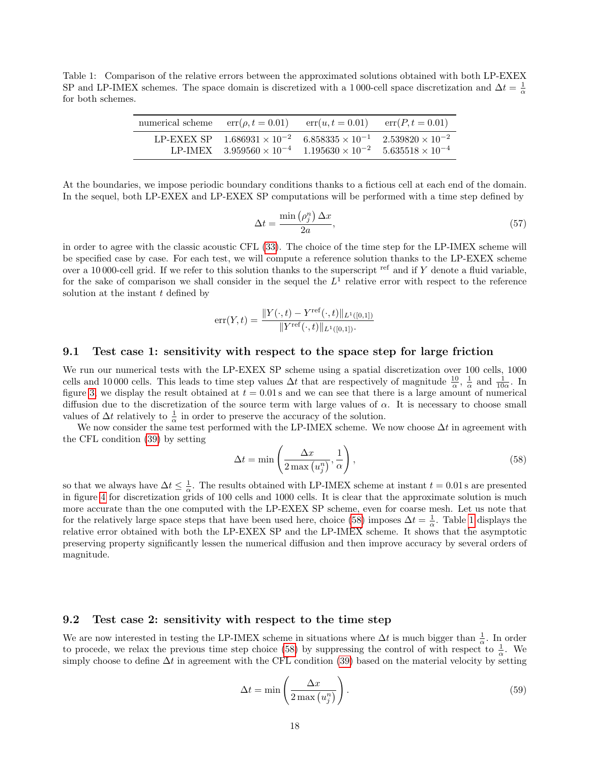Table 1: Comparison of the relative errors between the approximated solutions obtained with both LP-EXEX SP and LP-IMEX schemes. The space domain is discretized with a 1 000-cell space discretization and $\Delta t = \frac{1}{\alpha}$ for both schemes.

| numerical scheme | $\mathrm{err}(\rho, t = 0.01)$ | $\mathrm{err}(u, t = 0.01)$ | $\mathrm{err}(P, t = 0.01)$ |
|---|---|---|---|
| LP-EXEX SP | $1.686931 \times 10^{-2}$ | $6.858335 \times 10^{-1}$ | $2.539820 \times 10^{-2}$ |
| LP-IMEX | $3.959560 \times 10^{-4}$ | $1.195630 \times 10^{-2}$ | $5.635518 \times 10^{-4}$ |

At the boundaries, we impose periodic boundary conditions thanks to a fictious cell at each end of the domain. In the sequel, both LP-EXEX and LP-EXEX SP computations will be performed with a time step defined by

$$\Delta t = \frac{\min\left(\rho_j^n\right) \Delta x}{2a}, \tag{57}$$

in order to agree with the classic acoustic CFL (33). The choice of the time step for the LP-IMEX scheme will be specified case by case. For each test, we will compute a reference solution thanks to the LP-EXEX scheme over a 10 000-cell grid. If we refer to this solution thanks to the superscript $^{\mathrm{ref}}$ and if $Y$ denote a fluid variable, for the sake of comparison we shall consider in the sequel the $L^1$ relative error with respect to the reference solution at the instant $t$ defined by

$$\mathrm{err}(Y, t) = \frac{\|Y(\cdot, t) - Y^{\mathrm{ref}}(\cdot, t)\|_{L^1([0,1])}}{\|Y^{\mathrm{ref}}(\cdot, t)\|_{L^1([0,1])}}.$$

## 9.1 Test case 1: sensitivity with respect to the space step for large friction

We run our numerical tests with the LP-EXEX SP scheme using a spatial discretization over 100 cells, 1000 cells and 10 000 cells. This leads to time step values $\Delta t$ that are respectively of magnitude $\frac{10}{\alpha}$, $\frac{1}{\alpha}$ and $\frac{1}{10\alpha}$. In figure 3, we display the result obtained at $t = 0.01\,\mathrm{s}$ and we can see that there is a large amount of numerical diffusion due to the discretization of the source term with large values of $\alpha$. It is necessary to choose small values of $\Delta t$ relatively to $\frac{1}{\alpha}$ in order to preserve the accuracy of the solution.

We now consider the same test performed with the LP-IMEX scheme. We now choose $\Delta t$ in agreement with the CFL condition (39) by setting

$$\Delta t = \min\left(\frac{\Delta x}{2\max\left(u_j^n\right)}, \frac{1}{\alpha}\right), \tag{58}$$

so that we always have $\Delta t \leq \frac{1}{\alpha}$. The results obtained with LP-IMEX scheme at instant $t = 0.01\,\mathrm{s}$ are presented in figure 4 for discretization grids of 100 cells and 1000 cells. It is clear that the approximate solution is much more accurate than the one computed with the LP-EXEX SP scheme, even for coarse mesh. Let us note that for the relatively large space steps that have been used here, choice (58) imposes $\Delta t = \frac{1}{\alpha}$. Table 1 displays the relative error obtained with both the LP-EXEX SP and the LP-IMEX scheme. It shows that the asymptotic preserving property significantly lessen the numerical diffusion and then improve accuracy by several orders of magnitude.

## 9.2 Test case 2: sensitivity with respect to the time step

We are now interested in testing the LP-IMEX scheme in situations where $\Delta t$ is much bigger than $\frac{1}{\alpha}$. In order to procede, we relax the previous time step choice (58) by suppressing the control of with respect to $\frac{1}{\alpha}$. We simply choose to define $\Delta t$ in agreement with the CFL condition (39) based on the material velocity by setting

$$\Delta t = \min\left(\frac{\Delta x}{2\max\left(u_j^n\right)}\right). \tag{59}$$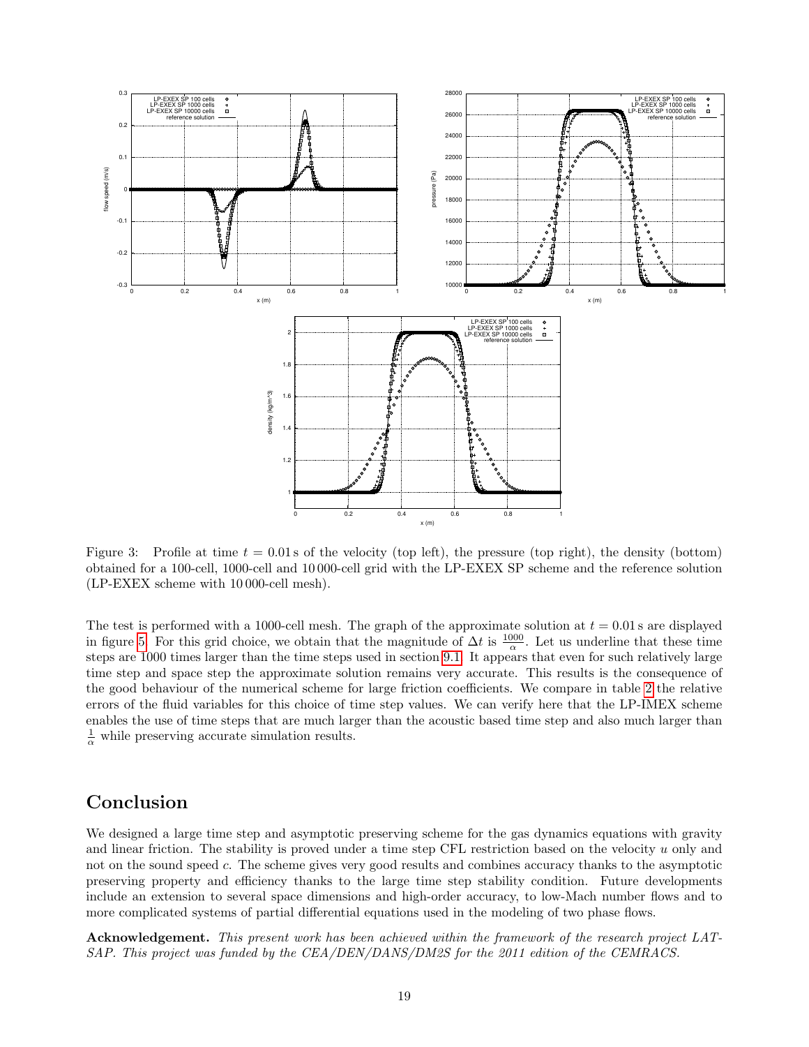Figure 3: Profile at time $t = 0.01$ s of the velocity (top left), the pressure (top right), the density (bottom) obtained for a 100-cell, 1000-cell and 10 000-cell grid with the LP-EXEX SP scheme and the reference solution (LP-EXEX scheme with 10 000-cell mesh).

The test is performed with a 1000-cell mesh. The graph of the approximate solution at $t = 0.01$ s are displayed in figure 5. For this grid choice, we obtain that the magnitude of $\Delta t$ is $\frac{1000}{\alpha}$. Let us underline that these time steps are 1000 times larger than the time steps used in section 9.1. It appears that even for such relatively large time step and space step the approximate solution remains very accurate. This results is the consequence of the good behaviour of the numerical scheme for large friction coefficients. We compare in table 2 the relative errors of the fluid variables for this choice of time step values. We can verify here that the LP-IMEX scheme enables the use of time steps that are much larger than the acoustic based time step and also much larger than $\frac{1}{\alpha}$ while preserving accurate simulation results.

# Conclusion

We designed a large time step and asymptotic preserving scheme for the gas dynamics equations with gravity and linear friction. The stability is proved under a time step CFL restriction based on the velocity $u$ only and not on the sound speed $c$. The scheme gives very good results and combines accuracy thanks to the asymptotic preserving property and efficiency thanks to the large time step stability condition. Future developments include an extension to several space dimensions and high-order accuracy, to low-Mach number flows and to more complicated systems of partial differential equations used in the modeling of two phase flows.

**Acknowledgement.** *This present work has been achieved within the framework of the research project LATSAP. This project was funded by the CEA/DEN/DANS/DM2S for the 2011 edition of the CEMRACS.*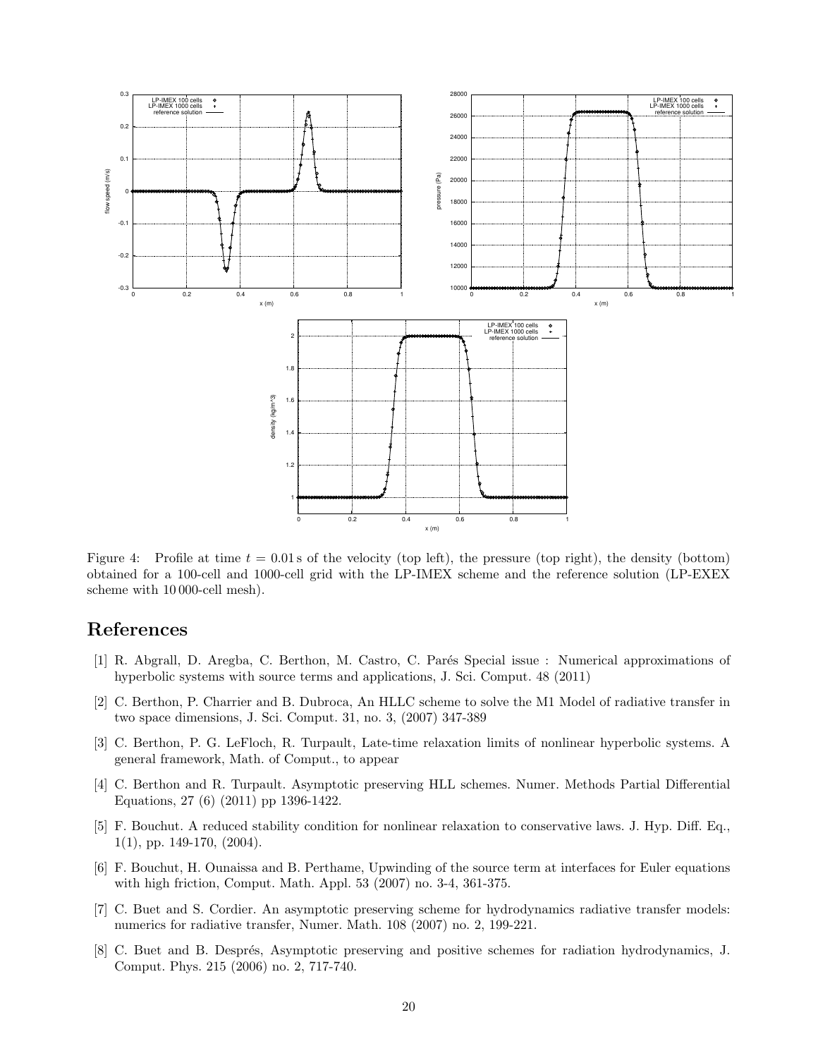Figure 4: Profile at time $t = 0.01\,\mathrm{s}$ of the velocity (top left), the pressure (top right), the density (bottom) obtained for a 100-cell and 1000-cell grid with the LP-IMEX scheme and the reference solution (LP-EXEX scheme with 10 000-cell mesh).

# References

[1] R. Abgrall, D. Aregba, C. Berthon, M. Castro, C. Parés Special issue : Numerical approximations of hyperbolic systems with source terms and applications, J. Sci. Comput. 48 (2011)

[2] C. Berthon, P. Charrier and B. Dubroca, An HLLC scheme to solve the M1 Model of radiative transfer in two space dimensions, J. Sci. Comput. 31, no. 3, (2007) 347-389

[3] C. Berthon, P. G. LeFloch, R. Turpault, Late-time relaxation limits of nonlinear hyperbolic systems. A general framework, Math. of Comput., to appear

[4] C. Berthon and R. Turpault. Asymptotic preserving HLL schemes. Numer. Methods Partial Differential Equations, 27 (6) (2011) pp 1396-1422.

[5] F. Bouchut. A reduced stability condition for nonlinear relaxation to conservative laws. J. Hyp. Diff. Eq., 1(1), pp. 149-170, (2004).

[6] F. Bouchut, H. Ounaissa and B. Perthame, Upwinding of the source term at interfaces for Euler equations with high friction, Comput. Math. Appl. 53 (2007) no. 3-4, 361-375.

[7] C. Buet and S. Cordier. An asymptotic preserving scheme for hydrodynamics radiative transfer models: numerics for radiative transfer, Numer. Math. 108 (2007) no. 2, 199-221.

[8] C. Buet and B. Després, Asymptotic preserving and positive schemes for radiation hydrodynamics, J. Comput. Phys. 215 (2006) no. 2, 717-740.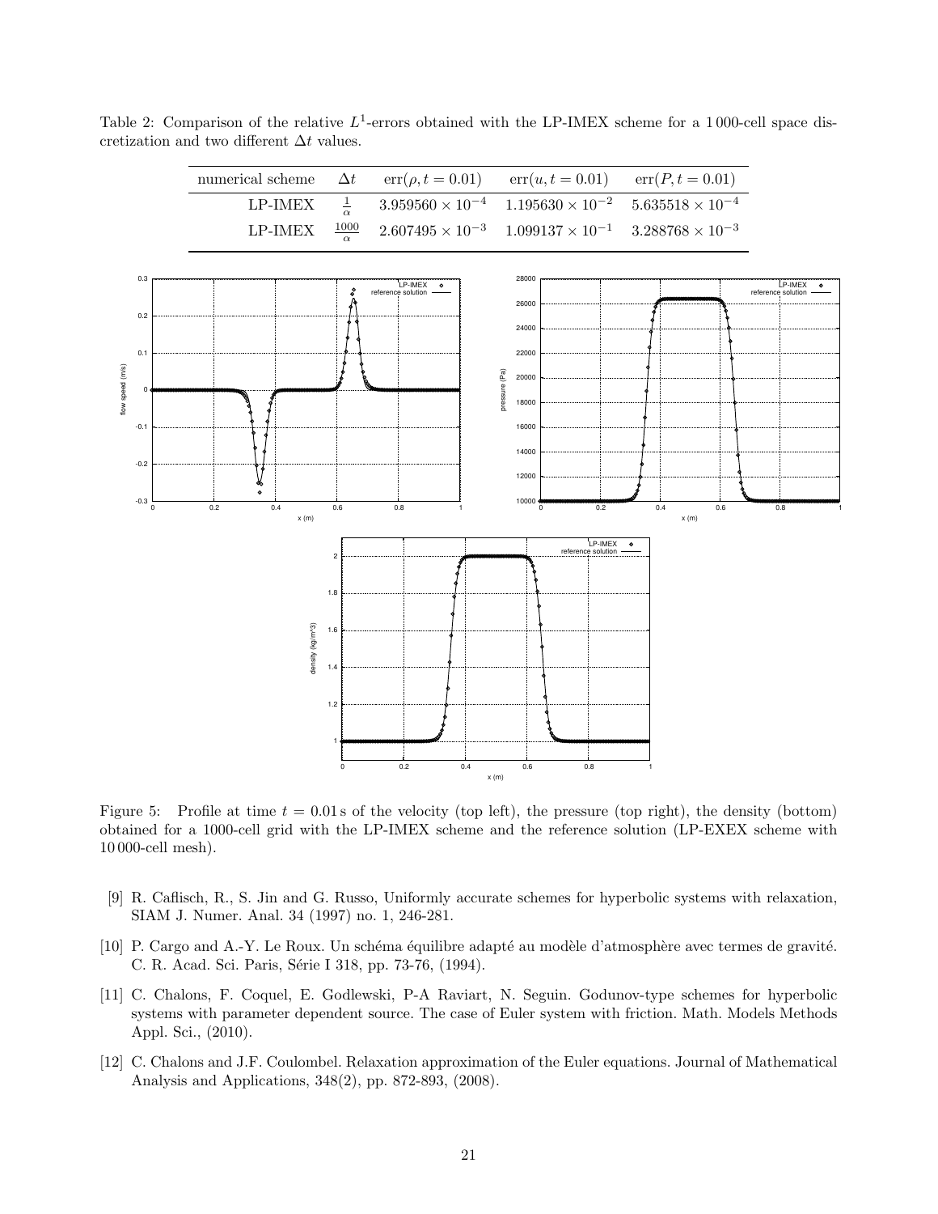Table 2: Comparison of the relative $L^1$-errors obtained with the LP-IMEX scheme for a 1 000-cell space discretization and two different $\Delta t$ values.

| numerical scheme | $\Delta t$ | $\text{err}(\rho, t = 0.01)$ | $\text{err}(u, t = 0.01)$ | $\text{err}(P, t = 0.01)$ |
|---|---|---|---|---|
| LP-IMEX | $\frac{1}{\alpha}$ | $3.959560 \times 10^{-4}$ | $1.195630 \times 10^{-2}$ | $5.635518 \times 10^{-4}$ |
| LP-IMEX | $\frac{1000}{\alpha}$ | $2.607495 \times 10^{-3}$ | $1.099137 \times 10^{-1}$ | $3.288768 \times 10^{-3}$ |

Figure 5: Profile at time $t = 0.01$ s of the velocity (top left), the pressure (top right), the density (bottom) obtained for a 1000-cell grid with the LP-IMEX scheme and the reference solution (LP-EXEX scheme with 10 000-cell mesh).

[9] R. Caflisch, R., S. Jin and G. Russo, Uniformly accurate schemes for hyperbolic systems with relaxation, SIAM J. Numer. Anal. 34 (1997) no. 1, 246-281.

[10] P. Cargo and A.-Y. Le Roux. Un schéma équilibre adapté au modèle d'atmosphère avec termes de gravité. C. R. Acad. Sci. Paris, Série I 318, pp. 73-76, (1994).

[11] C. Chalons, F. Coquel, E. Godlewski, P-A Raviart, N. Seguin. Godunov-type schemes for hyperbolic systems with parameter dependent source. The case of Euler system with friction. Math. Models Methods Appl. Sci., (2010).

[12] C. Chalons and J.F. Coulombel. Relaxation approximation of the Euler equations. Journal of Mathematical Analysis and Applications, 348(2), pp. 872-893, (2008).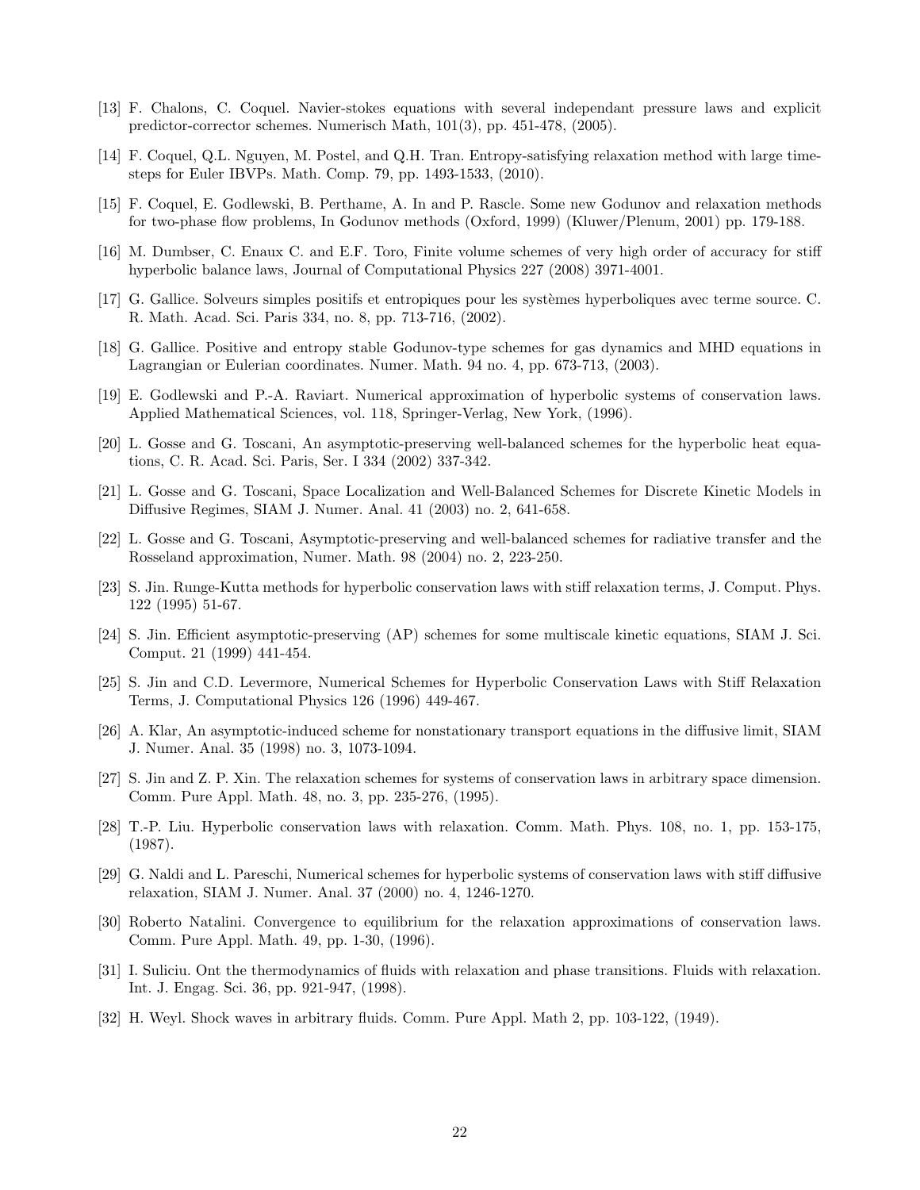[13] F. Chalons, C. Coquel. Navier-stokes equations with several independant pressure laws and explicit predictor-corrector schemes. Numerisch Math, 101(3), pp. 451-478, (2005).

[14] F. Coquel, Q.L. Nguyen, M. Postel, and Q.H. Tran. Entropy-satisfying relaxation method with large time-steps for Euler IBVPs. Math. Comp. 79, pp. 1493-1533, (2010).

[15] F. Coquel, E. Godlewski, B. Perthame, A. In and P. Rascle. Some new Godunov and relaxation methods for two-phase flow problems, In Godunov methods (Oxford, 1999) (Kluwer/Plenum, 2001) pp. 179-188.

[16] M. Dumbser, C. Enaux C. and E.F. Toro, Finite volume schemes of very high order of accuracy for stiff hyperbolic balance laws, Journal of Computational Physics 227 (2008) 3971-4001.

[17] G. Gallice. Solveurs simples positifs et entropiques pour les systèmes hyperboliques avec terme source. C. R. Math. Acad. Sci. Paris 334, no. 8, pp. 713-716, (2002).

[18] G. Gallice. Positive and entropy stable Godunov-type schemes for gas dynamics and MHD equations in Lagrangian or Eulerian coordinates. Numer. Math. 94 no. 4, pp. 673-713, (2003).

[19] E. Godlewski and P.-A. Raviart. Numerical approximation of hyperbolic systems of conservation laws. Applied Mathematical Sciences, vol. 118, Springer-Verlag, New York, (1996).

[20] L. Gosse and G. Toscani, An asymptotic-preserving well-balanced schemes for the hyperbolic heat equations, C. R. Acad. Sci. Paris, Ser. I 334 (2002) 337-342.

[21] L. Gosse and G. Toscani, Space Localization and Well-Balanced Schemes for Discrete Kinetic Models in Diffusive Regimes, SIAM J. Numer. Anal. 41 (2003) no. 2, 641-658.

[22] L. Gosse and G. Toscani, Asymptotic-preserving and well-balanced schemes for radiative transfer and the Rosseland approximation, Numer. Math. 98 (2004) no. 2, 223-250.

[23] S. Jin. Runge-Kutta methods for hyperbolic conservation laws with stiff relaxation terms, J. Comput. Phys. 122 (1995) 51-67.

[24] S. Jin. Efficient asymptotic-preserving (AP) schemes for some multiscale kinetic equations, SIAM J. Sci. Comput. 21 (1999) 441-454.

[25] S. Jin and C.D. Levermore, Numerical Schemes for Hyperbolic Conservation Laws with Stiff Relaxation Terms, J. Computational Physics 126 (1996) 449-467.

[26] A. Klar, An asymptotic-induced scheme for nonstationary transport equations in the diffusive limit, SIAM J. Numer. Anal. 35 (1998) no. 3, 1073-1094.

[27] S. Jin and Z. P. Xin. The relaxation schemes for systems of conservation laws in arbitrary space dimension. Comm. Pure Appl. Math. 48, no. 3, pp. 235-276, (1995).

[28] T.-P. Liu. Hyperbolic conservation laws with relaxation. Comm. Math. Phys. 108, no. 1, pp. 153-175, (1987).

[29] G. Naldi and L. Pareschi, Numerical schemes for hyperbolic systems of conservation laws with stiff diffusive relaxation, SIAM J. Numer. Anal. 37 (2000) no. 4, 1246-1270.

[30] Roberto Natalini. Convergence to equilibrium for the relaxation approximations of conservation laws. Comm. Pure Appl. Math. 49, pp. 1-30, (1996).

[31] I. Suliciu. Ont the thermodynamics of fluids with relaxation and phase transitions. Fluids with relaxation. Int. J. Engag. Sci. 36, pp. 921-947, (1998).

[32] H. Weyl. Shock waves in arbitrary fluids. Comm. Pure Appl. Math 2, pp. 103-122, (1949).